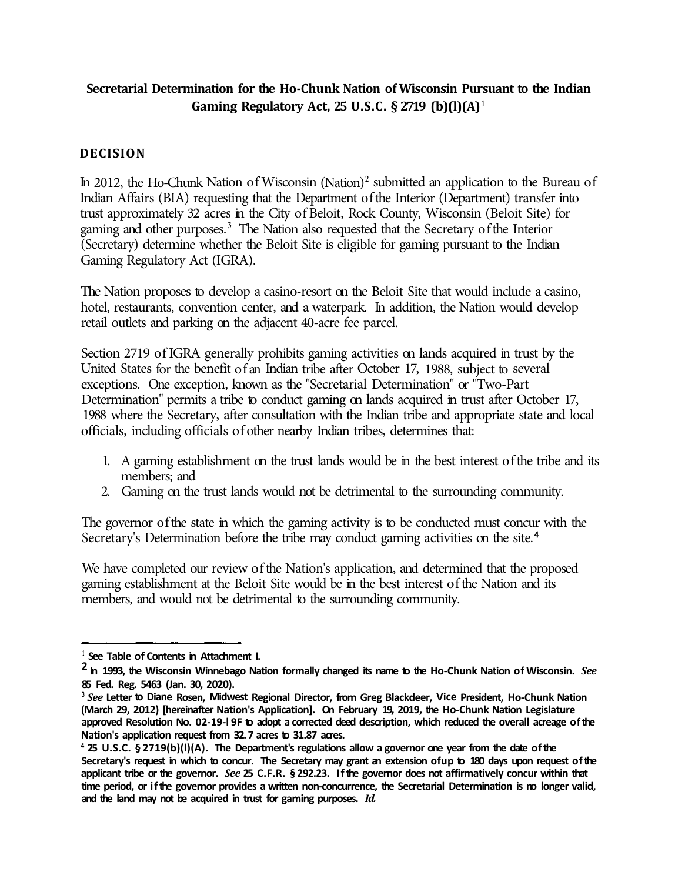**Secretarial Determination for the Ho-Chunk Nation of Wisconsin Pursuant to the Indian Gaming Regulatory Act, 25 U.S.C. § 2719 (b)(l)(A)**[1]

## DECISION

In 2012, the Ho-Chunk Nation of Wisconsin (Nation)[2] submitted an application to the Bureau of Indian Affairs (BIA) requesting that the Department of the Interior (Department) transfer into trust approximately 32 acres in the City of Beloit, Rock County, Wisconsin (Beloit Site) for gaming and other purposes.[3] The Nation also requested that the Secretary of the Interior (Secretary) determine whether the Beloit Site is eligible for gaming pursuant to the Indian Gaming Regulatory Act (IGRA).

The Nation proposes to develop a casino-resort on the Beloit Site that would include a casino, hotel, restaurants, convention center, and a waterpark. In addition, the Nation would develop retail outlets and parking on the adjacent 40-acre fee parcel.

Section 2719 of IGRA generally prohibits gaming activities on lands acquired in trust by the United States for the benefit of an Indian tribe after October 17, 1988, subject to several exceptions. One exception, known as the "Secretarial Determination" or "Two-Part Determination" permits a tribe to conduct gaming on lands acquired in trust after October 17, 1988 where the Secretary, after consultation with the Indian tribe and appropriate state and local officials, including officials of other nearby Indian tribes, determines that:

1. A gaming establishment on the trust lands would be in the best interest of the tribe and its members; and
2. Gaming on the trust lands would not be detrimental to the surrounding community.

The governor of the state in which the gaming activity is to be conducted must concur with the Secretary's Determination before the tribe may conduct gaming activities on the site.[4]

We have completed our review of the Nation's application, and determined that the proposed gaming establishment at the Beloit Site would be in the best interest of the Nation and its members, and would not be detrimental to the surrounding community.

---

[1] See Table of Contents in Attachment I.

[2] In 1993, the Wisconsin Winnebago Nation formally changed its name to the Ho-Chunk Nation of Wisconsin. *See* 85 Fed. Reg. 5463 (Jan. 30, 2020).

[3] *See* Letter to Diane Rosen, Midwest Regional Director, from Greg Blackdeer, Vice President, Ho-Chunk Nation (March 29, 2012) [hereinafter Nation's Application]. On February 19, 2019, the Ho-Chunk Nation Legislature approved Resolution No. 02-19-l 9F to adopt a corrected deed description, which reduced the overall acreage of the Nation's application request from 32.7 acres to 31.87 acres.

[4] 25 U.S.C. § 2719(b)(l)(A). The Department's regulations allow a governor one year from the date of the Secretary's request in which to concur. The Secretary may grant an extension of up to 180 days upon request of the applicant tribe or the governor. *See* 25 C.F.R. § 292.23. If the governor does not affirmatively concur within that time period, or if the governor provides a written non-concurrence, the Secretarial Determination is no longer valid, and the land may not be acquired in trust for gaming purposes. *Id.*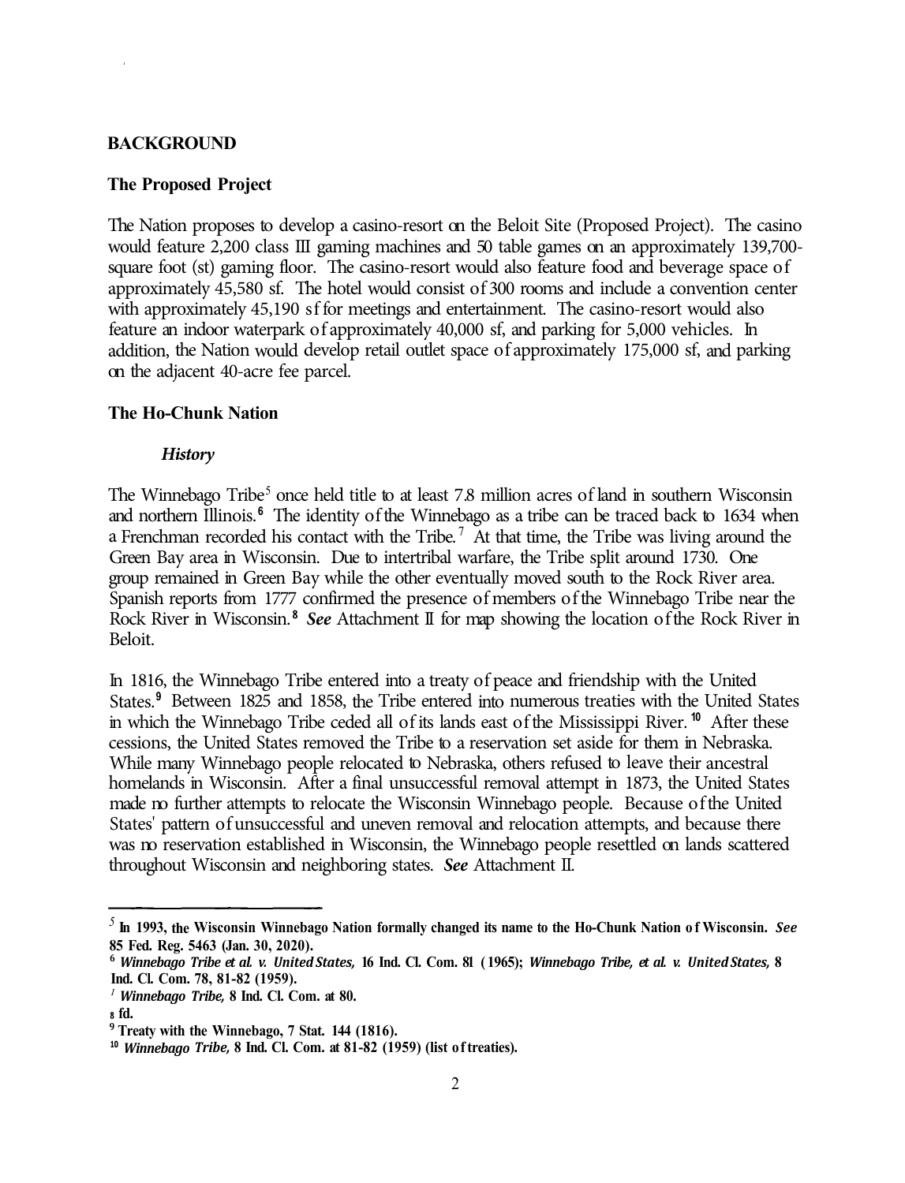## BACKGROUND

### The Proposed Project

The Nation proposes to develop a casino-resort on the Beloit Site (Proposed Project). The casino would feature 2,200 class III gaming machines and 50 table games on an approximately 139,700-square foot (st) gaming floor. The casino-resort would also feature food and beverage space of approximately 45,580 sf. The hotel would consist of 300 rooms and include a convention center with approximately 45,190 sf for meetings and entertainment. The casino-resort would also feature an indoor waterpark of approximately 40,000 sf, and parking for 5,000 vehicles. In addition, the Nation would develop retail outlet space of approximately 175,000 sf, and parking on the adjacent 40-acre fee parcel.

### The Ho-Chunk Nation

#### *History*

The Winnebago Tribe[5] once held title to at least 7.8 million acres of land in southern Wisconsin and northern Illinois.[6] The identity of the Winnebago as a tribe can be traced back to 1634 when a Frenchman recorded his contact with the Tribe.[7] At that time, the Tribe was living around the Green Bay area in Wisconsin. Due to intertribal warfare, the Tribe split around 1730. One group remained in Green Bay while the other eventually moved south to the Rock River area. Spanish reports from 1777 confirmed the presence of members of the Winnebago Tribe near the Rock River in Wisconsin.[8] ***See*** Attachment II for map showing the location of the Rock River in Beloit.

In 1816, the Winnebago Tribe entered into a treaty of peace and friendship with the United States.[9] Between 1825 and 1858, the Tribe entered into numerous treaties with the United States in which the Winnebago Tribe ceded all of its lands east of the Mississippi River.[10] After these cessions, the United States removed the Tribe to a reservation set aside for them in Nebraska. While many Winnebago people relocated to Nebraska, others refused to leave their ancestral homelands in Wisconsin. After a final unsuccessful removal attempt in 1873, the United States made no further attempts to relocate the Wisconsin Winnebago people. Because of the United States' pattern of unsuccessful and uneven removal and relocation attempts, and because there was no reservation established in Wisconsin, the Winnebago people resettled on lands scattered throughout Wisconsin and neighboring states. ***See*** Attachment II.

---

[5] **In 1993, the Wisconsin Winnebago Nation formally changed its name to the Ho-Chunk Nation of Wisconsin. *See* 85 Fed. Reg. 5463 (Jan. 30, 2020).**

[6] ***Winnebago Tribe et al. v. United States,* 16 Ind. Cl. Com. 81 (1965); *Winnebago Tribe, et al. v. United States,* 8 Ind. Cl. Com. 78, 81-82 (1959).**

[7] ***Winnebago Tribe,* 8 Ind. Cl. Com. at 80.**

[8] **Id.**

[9] **Treaty with the Winnebago, 7 Stat. 144 (1816).**

[10] ***Winnebago Tribe,* 8 Ind. Cl. Com. at 81-82 (1959) (list of treaties).**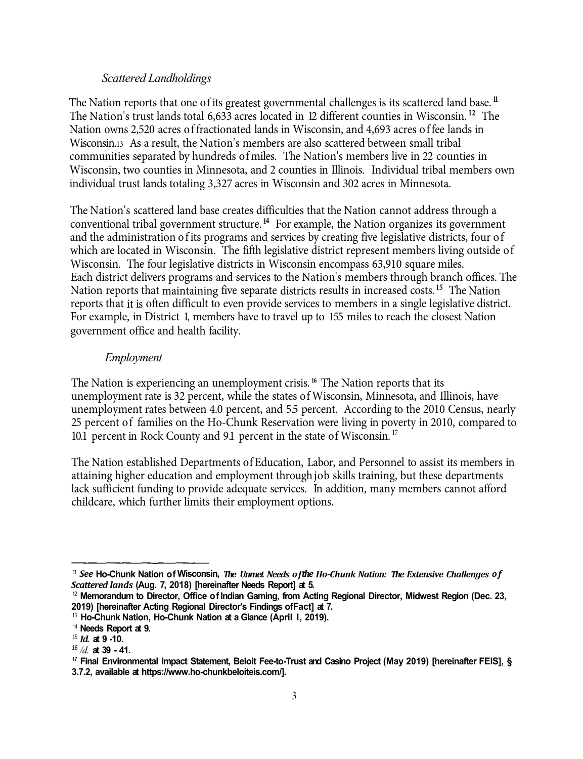*Scattered Landholdings*

The Nation reports that one of its greatest governmental challenges is its scattered land base.[11] The Nation's trust lands total 6,633 acres located in 12 different counties in Wisconsin.[12] The Nation owns 2,520 acres of fractionated lands in Wisconsin, and 4,693 acres of fee lands in Wisconsin.[13] As a result, the Nation's members are also scattered between small tribal communities separated by hundreds of miles. The Nation's members live in 22 counties in Wisconsin, two counties in Minnesota, and 2 counties in Illinois. Individual tribal members own individual trust lands totaling 3,327 acres in Wisconsin and 302 acres in Minnesota.

The Nation's scattered land base creates difficulties that the Nation cannot address through a conventional tribal government structure.[14] For example, the Nation organizes its government and the administration of its programs and services by creating five legislative districts, four of which are located in Wisconsin. The fifth legislative district represent members living outside of Wisconsin. The four legislative districts in Wisconsin encompass 63,910 square miles. Each district delivers programs and services to the Nation's members through branch offices. The Nation reports that maintaining five separate districts results in increased costs.[15] The Nation reports that it is often difficult to even provide services to members in a single legislative district. For example, in District 1, members have to travel up to 155 miles to reach the closest Nation government office and health facility.

*Employment*

The Nation is experiencing an unemployment crisis.[16] The Nation reports that its unemployment rate is 32 percent, while the states of Wisconsin, Minnesota, and Illinois, have unemployment rates between 4.0 percent, and 5.5 percent. According to the 2010 Census, nearly 25 percent of families on the Ho-Chunk Reservation were living in poverty in 2010, compared to 10.1 percent in Rock County and 9.1 percent in the state of Wisconsin.[17]

The Nation established Departments of Education, Labor, and Personnel to assist its members in attaining higher education and employment through job skills training, but these departments lack sufficient funding to provide adequate services. In addition, many members cannot afford childcare, which further limits their employment options.

---

[11] *See* Ho-Chunk Nation of Wisconsin, *The Unmet Needs of the Ho-Chunk Nation: The Extensive Challenges of Scattered lands* (Aug. 7, 2018) [hereinafter Needs Report] at 5.

[12] Memorandum to Director, Office of Indian Gaming, from Acting Regional Director, Midwest Region (Dec. 23, 2019) [hereinafter Acting Regional Director's Findings of Fact] at 7.

[13] Ho-Chunk Nation, Ho-Chunk Nation at a Glance (April 1, 2019).

[14] Needs Report at 9.

[15] *Id.* at 9 -10.

[16] *Id.* at 39 - 41.

[17] Final Environmental Impact Statement, Beloit Fee-to-Trust and Casino Project (May 2019) [hereinafter FEIS], § 3.7.2, available at https://www.ho-chunkbeloiteis.com/].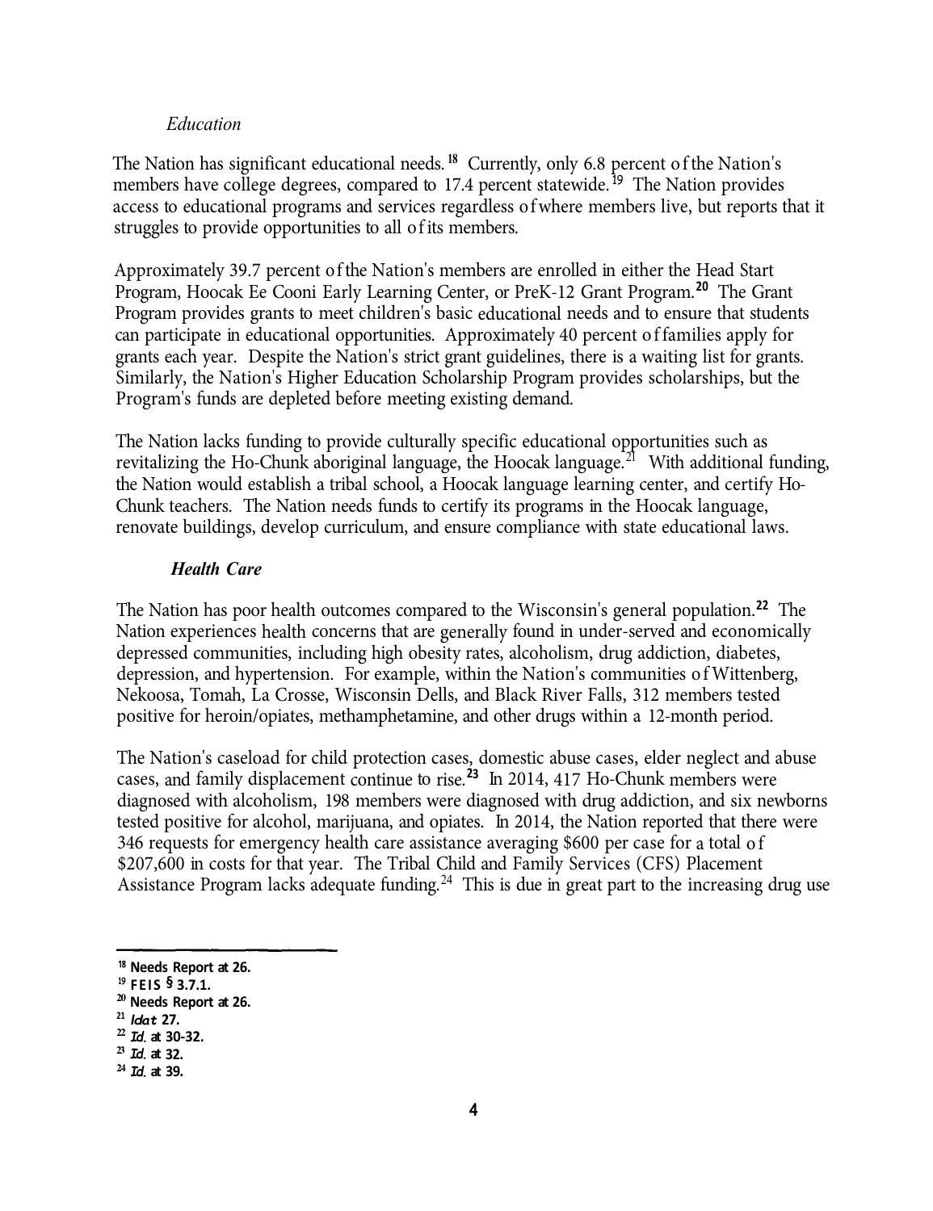### *Education*

The Nation has significant educational needs.[18] Currently, only 6.8 percent of the Nation's members have college degrees, compared to 17.4 percent statewide.[19] The Nation provides access to educational programs and services regardless of where members live, but reports that it struggles to provide opportunities to all of its members.

Approximately 39.7 percent of the Nation's members are enrolled in either the Head Start Program, Hoocak Ee Cooni Early Learning Center, or PreK-12 Grant Program.[20] The Grant Program provides grants to meet children's basic educational needs and to ensure that students can participate in educational opportunities. Approximately 40 percent of families apply for grants each year. Despite the Nation's strict grant guidelines, there is a waiting list for grants. Similarly, the Nation's Higher Education Scholarship Program provides scholarships, but the Program's funds are depleted before meeting existing demand.

The Nation lacks funding to provide culturally specific educational opportunities such as revitalizing the Ho-Chunk aboriginal language, the Hoocak language.[21] With additional funding, the Nation would establish a tribal school, a Hoocak language learning center, and certify Ho-Chunk teachers. The Nation needs funds to certify its programs in the Hoocak language, renovate buildings, develop curriculum, and ensure compliance with state educational laws.

### ***Health Care***

The Nation has poor health outcomes compared to the Wisconsin's general population.[22] The Nation experiences health concerns that are generally found in under-served and economically depressed communities, including high obesity rates, alcoholism, drug addiction, diabetes, depression, and hypertension. For example, within the Nation's communities of Wittenberg, Nekoosa, Tomah, La Crosse, Wisconsin Dells, and Black River Falls, 312 members tested positive for heroin/opiates, methamphetamine, and other drugs within a 12-month period.

The Nation's caseload for child protection cases, domestic abuse cases, elder neglect and abuse cases, and family displacement continue to rise.[23] In 2014, 417 Ho-Chunk members were diagnosed with alcoholism, 198 members were diagnosed with drug addiction, and six newborns tested positive for alcohol, marijuana, and opiates. In 2014, the Nation reported that there were 346 requests for emergency health care assistance averaging $600 per case for a total of $207,600 in costs for that year. The Tribal Child and Family Services (CFS) Placement Assistance Program lacks adequate funding.[24] This is due in great part to the increasing drug use

---

[18] Needs Report at 26.

[19] FEIS § 3.7.1.

[20] Needs Report at 26.

[21] *Id* at 27.

[22] *Id.* at 30-32.

[23] *Id.* at 32.

[24] *Id.* at 39.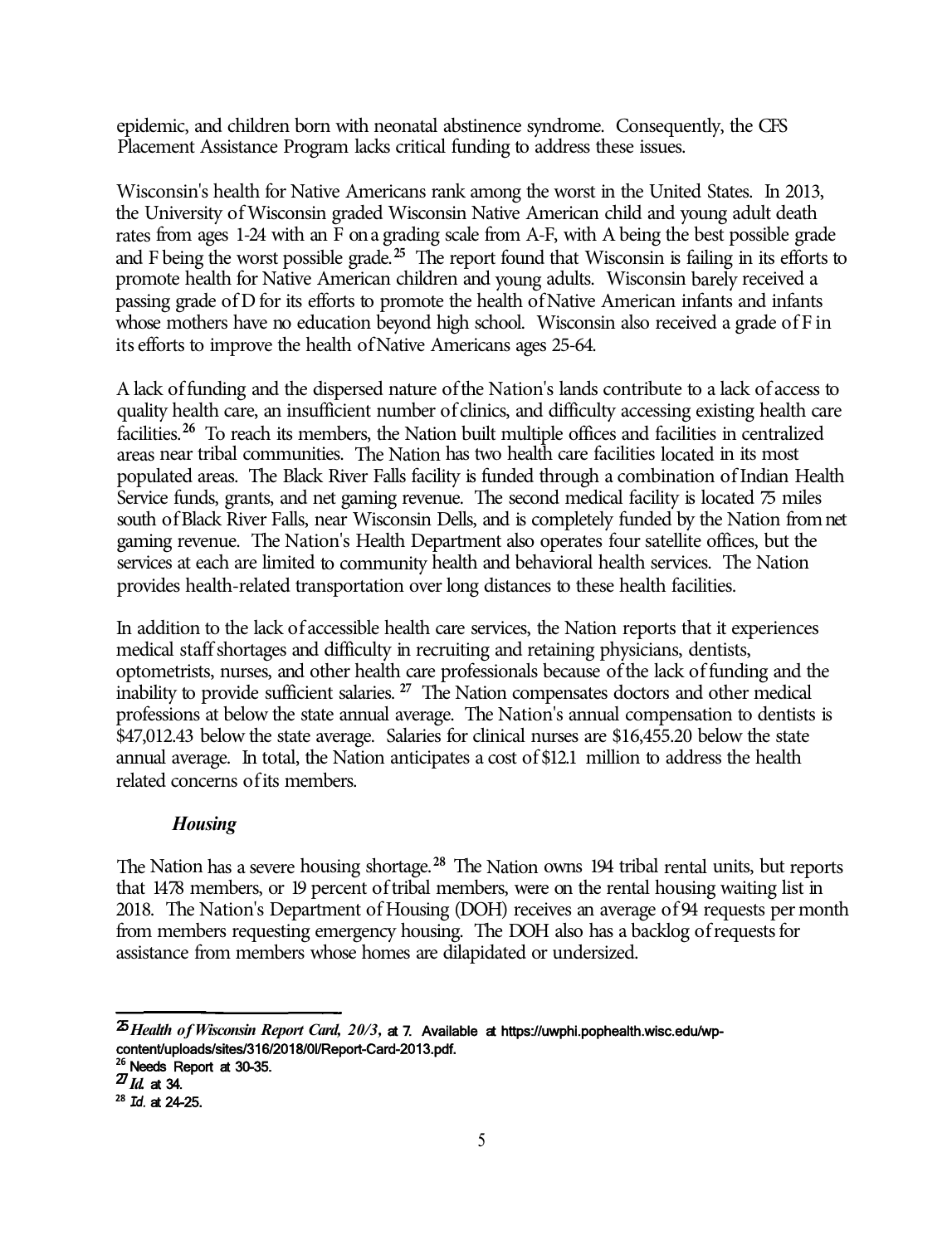epidemic, and children born with neonatal abstinence syndrome. Consequently, the CFS Placement Assistance Program lacks critical funding to address these issues.

Wisconsin's health for Native Americans rank among the worst in the United States. In 2013, the University of Wisconsin graded Wisconsin Native American child and young adult death rates from ages 1-24 with an F on a grading scale from A-F, with A being the best possible grade and F being the worst possible grade.[25] The report found that Wisconsin is failing in its efforts to promote health for Native American children and young adults. Wisconsin barely received a passing grade of D for its efforts to promote the health of Native American infants and infants whose mothers have no education beyond high school. Wisconsin also received a grade of F in its efforts to improve the health of Native Americans ages 25-64.

A lack of funding and the dispersed nature of the Nation's lands contribute to a lack of access to quality health care, an insufficient number of clinics, and difficulty accessing existing health care facilities.[26] To reach its members, the Nation built multiple offices and facilities in centralized areas near tribal communities. The Nation has two health care facilities located in its most populated areas. The Black River Falls facility is funded through a combination of Indian Health Service funds, grants, and net gaming revenue. The second medical facility is located 75 miles south of Black River Falls, near Wisconsin Dells, and is completely funded by the Nation from net gaming revenue. The Nation's Health Department also operates four satellite offices, but the services at each are limited to community health and behavioral health services. The Nation provides health-related transportation over long distances to these health facilities.

In addition to the lack of accessible health care services, the Nation reports that it experiences medical staff shortages and difficulty in recruiting and retaining physicians, dentists, optometrists, nurses, and other health care professionals because of the lack of funding and the inability to provide sufficient salaries.[27] The Nation compensates doctors and other medical professions at below the state annual average. The Nation's annual compensation to dentists is $47,012.43 below the state average. Salaries for clinical nurses are $16,455.20 below the state annual average. In total, the Nation anticipates a cost of $12.1 million to address the health related concerns of its members.

### *Housing*

The Nation has a severe housing shortage.[28] The Nation owns 194 tribal rental units, but reports that 1478 members, or 19 percent of tribal members, were on the rental housing waiting list in 2018. The Nation's Department of Housing (DOH) receives an average of 94 requests per month from members requesting emergency housing. The DOH also has a backlog of requests for assistance from members whose homes are dilapidated or undersized.

---

[25] *Health of Wisconsin Report Card, 20/3*, at 7. Available at https://uwphi.pophealth.wisc.edu/wp-content/uploads/sites/316/2018/0l/Report-Card-2013.pdf.

[26] Needs Report at 30-35.

[27] *Id.* at 34.

[28] *Id.* at 24-25.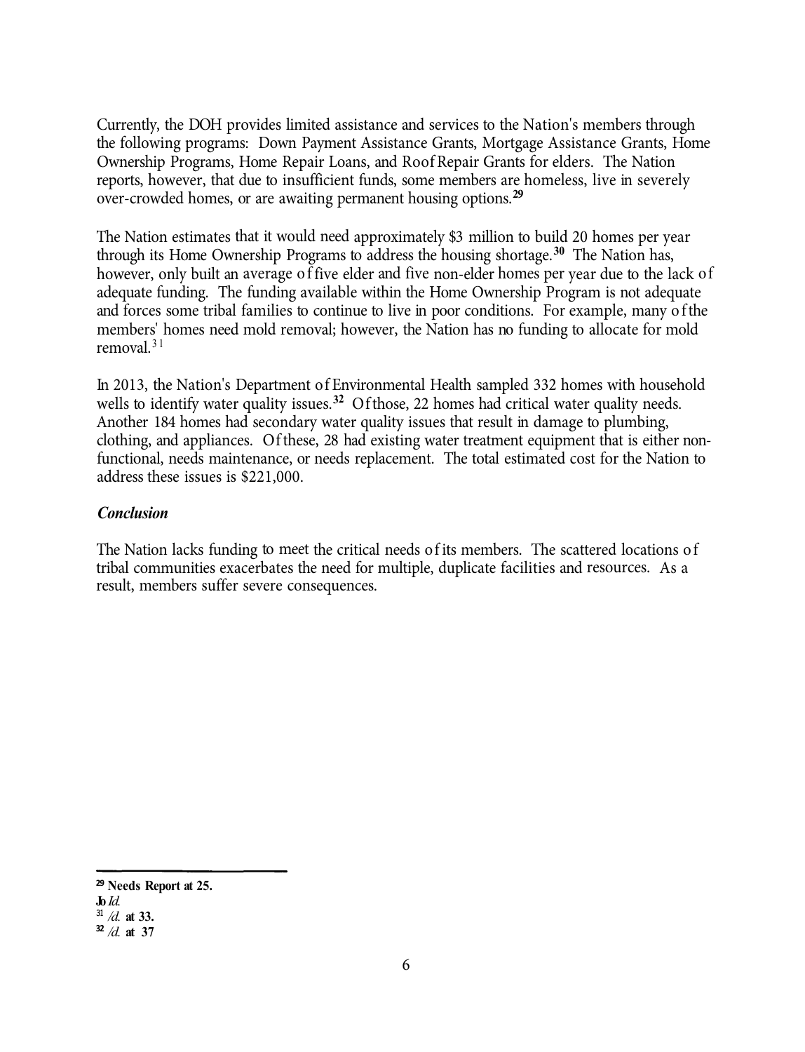Currently, the DOH provides limited assistance and services to the Nation's members through the following programs: Down Payment Assistance Grants, Mortgage Assistance Grants, Home Ownership Programs, Home Repair Loans, and Roof Repair Grants for elders. The Nation reports, however, that due to insufficient funds, some members are homeless, live in severely over-crowded homes, or are awaiting permanent housing options.[29]

The Nation estimates that it would need approximately $3 million to build 20 homes per year through its Home Ownership Programs to address the housing shortage.[30] The Nation has, however, only built an average of five elder and five non-elder homes per year due to the lack of adequate funding. The funding available within the Home Ownership Program is not adequate and forces some tribal families to continue to live in poor conditions. For example, many of the members' homes need mold removal; however, the Nation has no funding to allocate for mold removal.[31]

In 2013, the Nation's Department of Environmental Health sampled 332 homes with household wells to identify water quality issues.[32] Of those, 22 homes had critical water quality needs. Another 184 homes had secondary water quality issues that result in damage to plumbing, clothing, and appliances. Of these, 28 had existing water treatment equipment that is either non-functional, needs maintenance, or needs replacement. The total estimated cost for the Nation to address these issues is $221,000.

### *Conclusion*

The Nation lacks funding to meet the critical needs of its members. The scattered locations of tribal communities exacerbates the need for multiple, duplicate facilities and resources. As a result, members suffer severe consequences.

---

[29] Needs Report at 25.

[30] *Id.*

[31] *Id.* at 33.

[32] *Id.* at 37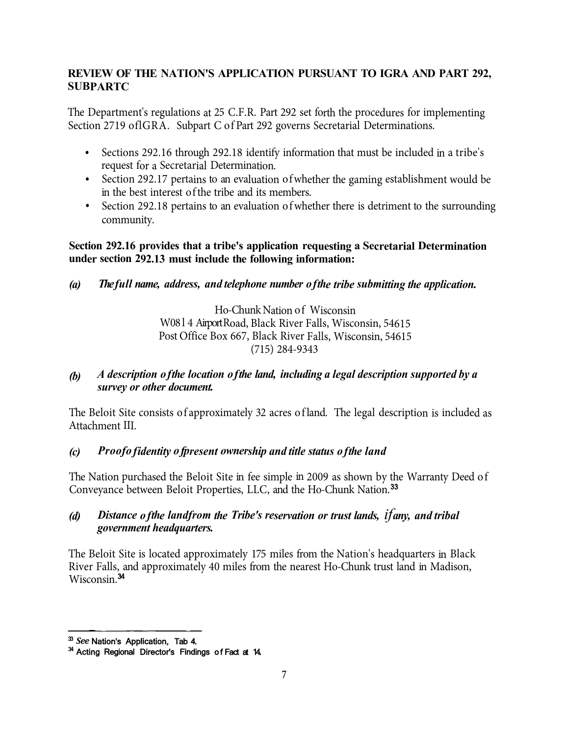**REVIEW OF THE NATION'S APPLICATION PURSUANT TO IGRA AND PART 292, SUBPARTC**

The Department's regulations at 25 C.F.R. Part 292 set forth the procedures for implementing Section 2719 oflGRA. Subpart C of Part 292 governs Secretarial Determinations.

- Sections 292.16 through 292.18 identify information that must be included in a tribe's request for a Secretarial Determination.
- Section 292.17 pertains to an evaluation of whether the gaming establishment would be in the best interest of the tribe and its members.
- Section 292.18 pertains to an evaluation of whether there is detriment to the surrounding community.

**Section 292.16 provides that a tribe's application requesting a Secretarial Determination under section 292.13 must include the following information:**

***(a) The full name, address, and telephone number of the tribe submitting the application.***

Ho-Chunk Nation of Wisconsin
W0814 Airport Road, Black River Falls, Wisconsin, 54615
Post Office Box 667, Black River Falls, Wisconsin, 54615
(715) 284-9343

***(b) A description of the location of the land, including a legal description supported by a survey or other document.***

The Beloit Site consists of approximately 32 acres of land. The legal description is included as Attachment III.

***(c) Proof of identity of present ownership and title status of the land***

The Nation purchased the Beloit Site in fee simple in 2009 as shown by the Warranty Deed of Conveyance between Beloit Properties, LLC, and the Ho-Chunk Nation.[33]

***(d) Distance of the land from the Tribe's reservation or trust lands, if any, and tribal government headquarters.***

The Beloit Site is located approximately 175 miles from the Nation's headquarters in Black River Falls, and approximately 40 miles from the nearest Ho-Chunk trust land in Madison, Wisconsin.[34]

---

[33] *See* Nation's Application, Tab 4.

[34] Acting Regional Director's Findings of Fact at 14.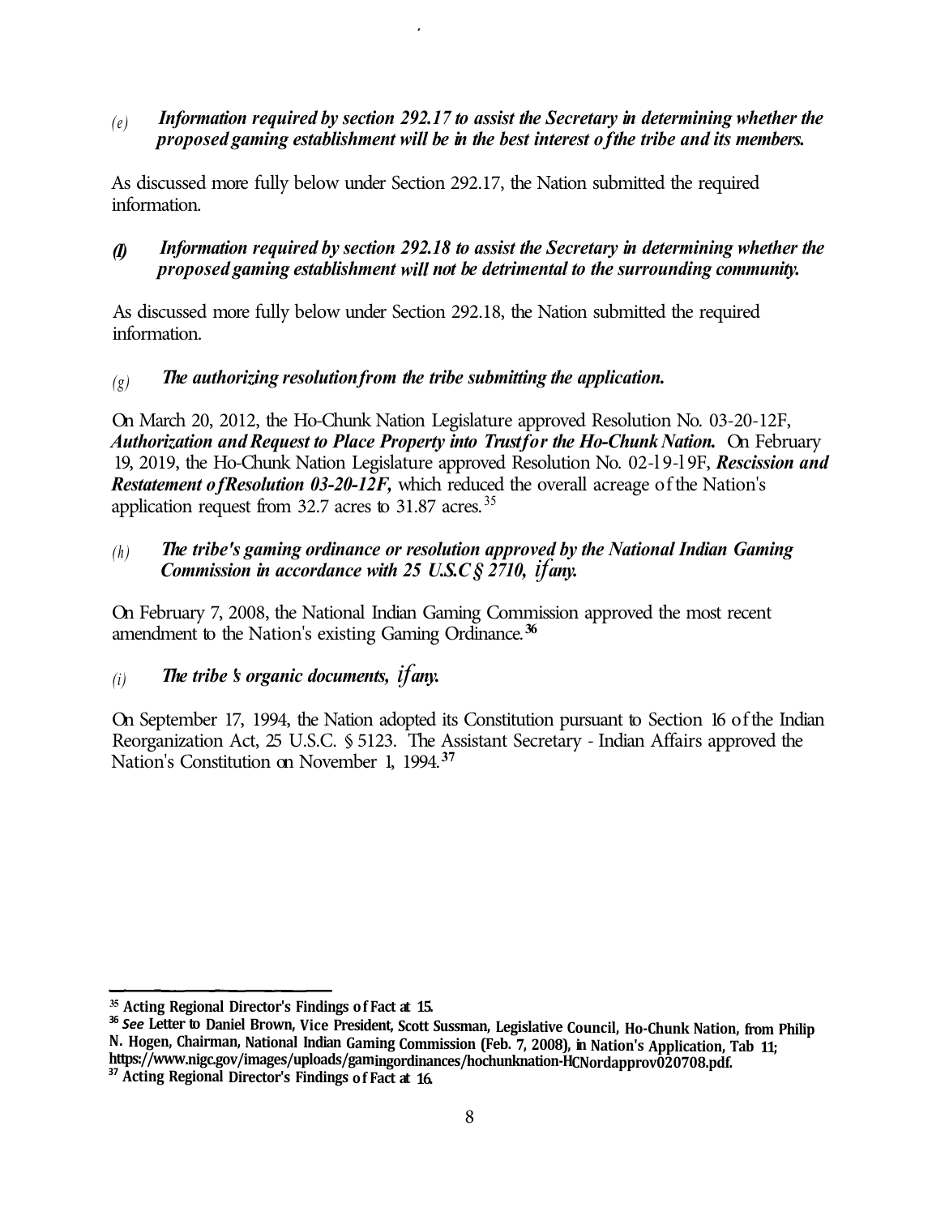*(e)* ***Information required by section 292.17 to assist the Secretary in determining whether the proposed gaming establishment will be in the best interest of the tribe and its members.***

As discussed more fully below under Section 292.17, the Nation submitted the required information.

*(f)* ***Information required by section 292.18 to assist the Secretary in determining whether the proposed gaming establishment will not be detrimental to the surrounding community.***

As discussed more fully below under Section 292.18, the Nation submitted the required information.

*(g)* ***The authorizing resolution from the tribe submitting the application.***

On March 20, 2012, the Ho-Chunk Nation Legislature approved Resolution No. 03-20-12F, ***Authorization and Request to Place Property into Trust for the Ho-Chunk Nation.*** On February 19, 2019, the Ho-Chunk Nation Legislature approved Resolution No. 02-19-19F, ***Rescission and Restatement of Resolution 03-20-12F,*** which reduced the overall acreage of the Nation's application request from 32.7 acres to 31.87 acres.[35]

*(h)* ***The tribe's gaming ordinance or resolution approved by the National Indian Gaming Commission in accordance with 25 U.S.C § 2710, if any.***

On February 7, 2008, the National Indian Gaming Commission approved the most recent amendment to the Nation's existing Gaming Ordinance.[36]

*(i)* ***The tribe's organic documents, if any.***

On September 17, 1994, the Nation adopted its Constitution pursuant to Section 16 of the Indian Reorganization Act, 25 U.S.C. § 5123. The Assistant Secretary - Indian Affairs approved the Nation's Constitution on November 1, 1994.[37]

---

[35] **Acting Regional Director's Findings of Fact at 15.**

[36] ***See*** **Letter to Daniel Brown, Vice President, Scott Sussman, Legislative Council, Ho-Chunk Nation, from Philip N. Hogen, Chairman, National Indian Gaming Commission (Feb. 7, 2008), in Nation's Application, Tab 11; https://www.nigc.gov/images/uploads/gamingordinances/hochunknation-HCNordapprov020708.pdf.**

[37] **Acting Regional Director's Findings of Fact at 16.**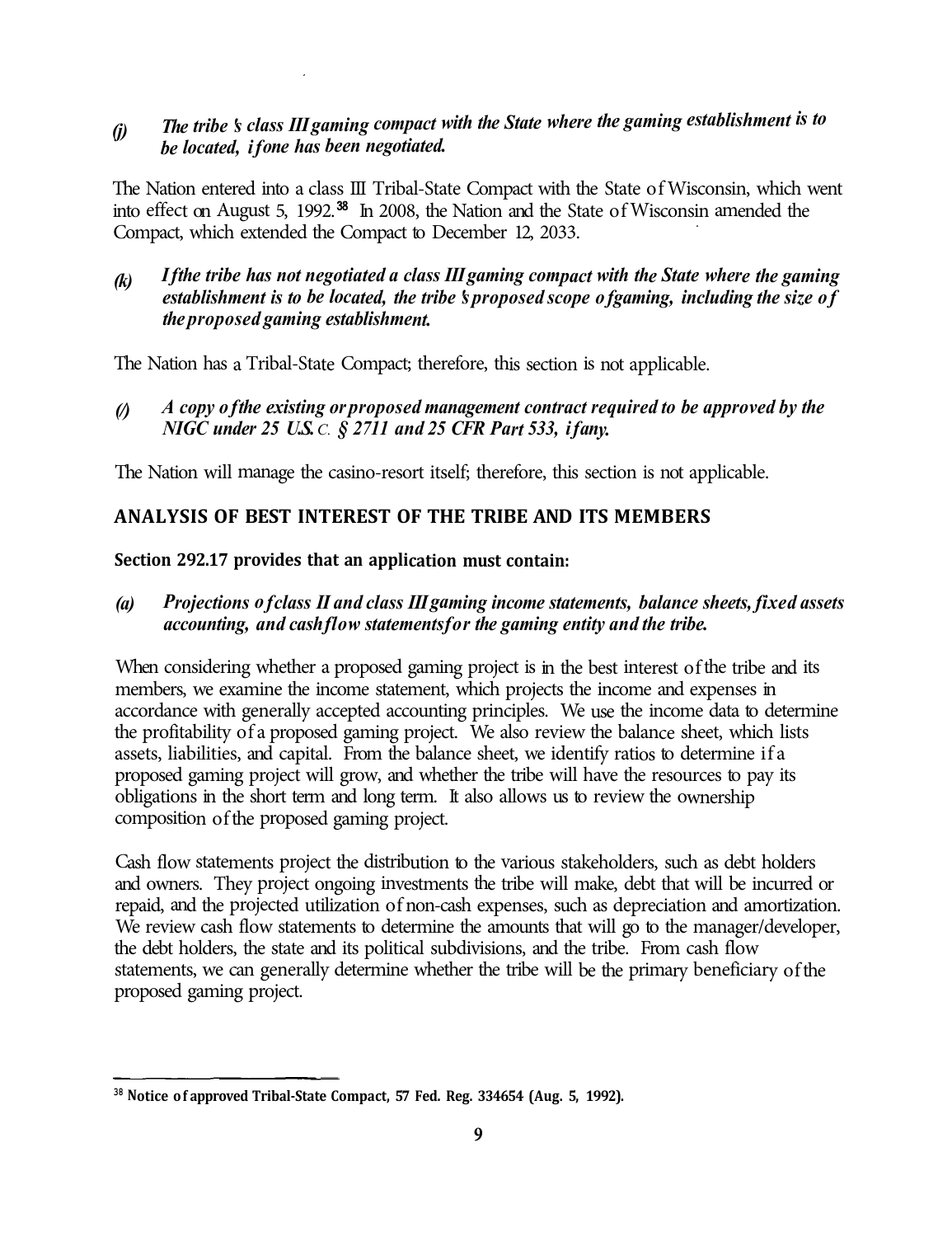*(j) The tribe's class III gaming compact with the State where the gaming establishment is to be located, if one has been negotiated.*

The Nation entered into a class III Tribal-State Compact with the State of Wisconsin, which went into effect on August 5, 1992.[38] In 2008, the Nation and the State of Wisconsin amended the Compact, which extended the Compact to December 12, 2033.

*(k) If the tribe has not negotiated a class III gaming compact with the State where the gaming establishment is to be located, the tribe's proposed scope of gaming, including the size of the proposed gaming establishment.*

The Nation has a Tribal-State Compact; therefore, this section is not applicable.

*(l) A copy of the existing or proposed management contract required to be approved by the NIGC under 25 U.S.C. § 2711 and 25 CFR Part 533, if any.*

The Nation will manage the casino-resort itself; therefore, this section is not applicable.

## ANALYSIS OF BEST INTEREST OF THE TRIBE AND ITS MEMBERS

**Section 292.17 provides that an application must contain:**

*(a) Projections of class II and class III gaming income statements, balance sheets, fixed assets accounting, and cash flow statements for the gaming entity and the tribe.*

When considering whether a proposed gaming project is in the best interest of the tribe and its members, we examine the income statement, which projects the income and expenses in accordance with generally accepted accounting principles. We use the income data to determine the profitability of a proposed gaming project. We also review the balance sheet, which lists assets, liabilities, and capital. From the balance sheet, we identify ratios to determine if a proposed gaming project will grow, and whether the tribe will have the resources to pay its obligations in the short term and long term. It also allows us to review the ownership composition of the proposed gaming project.

Cash flow statements project the distribution to the various stakeholders, such as debt holders and owners. They project ongoing investments the tribe will make, debt that will be incurred or repaid, and the projected utilization of non-cash expenses, such as depreciation and amortization. We review cash flow statements to determine the amounts that will go to the manager/developer, the debt holders, the state and its political subdivisions, and the tribe. From cash flow statements, we can generally determine whether the tribe will be the primary beneficiary of the proposed gaming project.

---

[38] **Notice of approved Tribal-State Compact, 57 Fed. Reg. 334654 (Aug. 5, 1992).**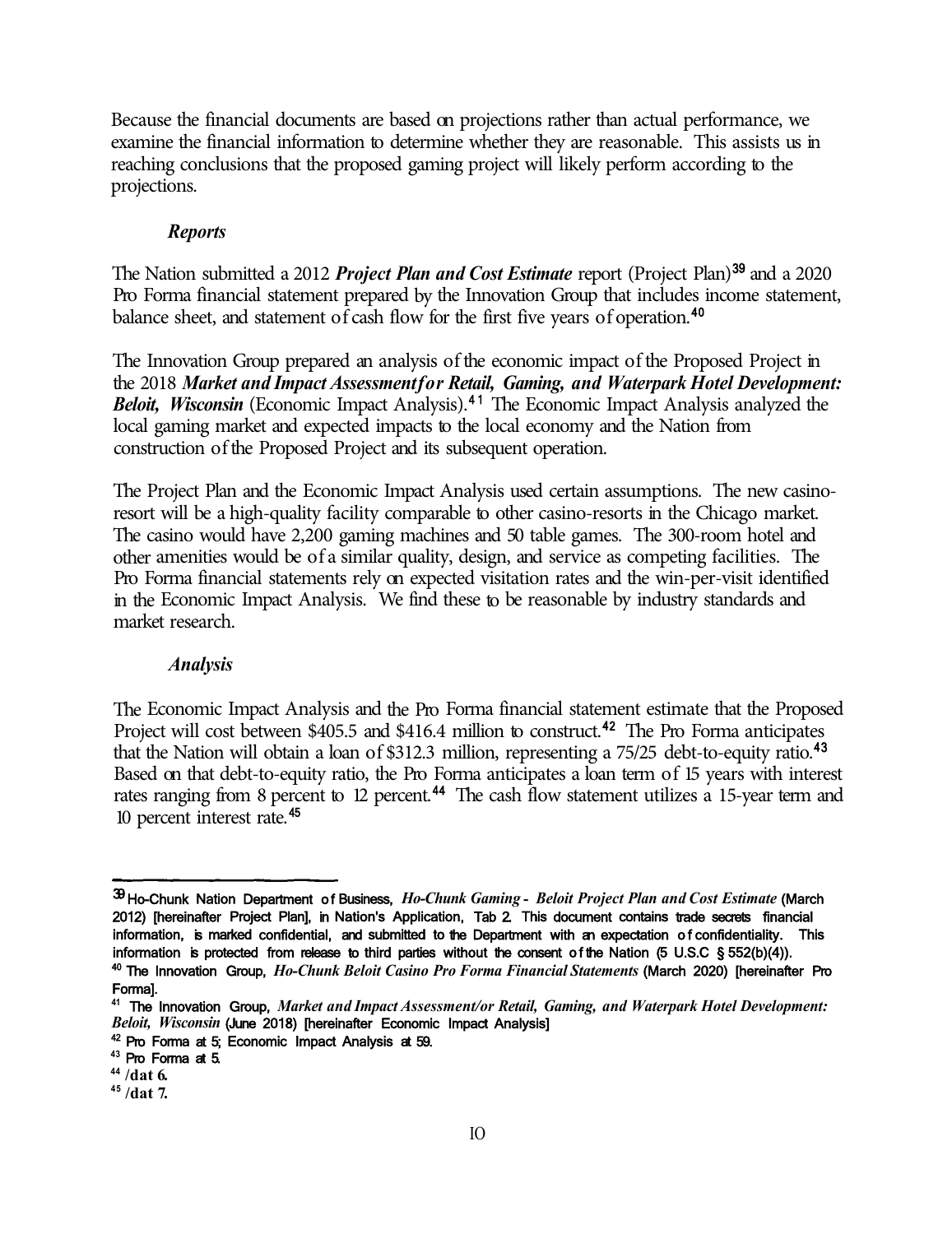Because the financial documents are based on projections rather than actual performance, we examine the financial information to determine whether they are reasonable. This assists us in reaching conclusions that the proposed gaming project will likely perform according to the projections.

### *Reports*

The Nation submitted a 2012 ***Project Plan and Cost Estimate*** report (Project Plan)[39] and a 2020 Pro Forma financial statement prepared by the Innovation Group that includes income statement, balance sheet, and statement of cash flow for the first five years of operation.[40]

The Innovation Group prepared an analysis of the economic impact of the Proposed Project in the 2018 ***Market and Impact Assessment for Retail, Gaming, and Waterpark Hotel Development: Beloit, Wisconsin*** (Economic Impact Analysis).[41] The Economic Impact Analysis analyzed the local gaming market and expected impacts to the local economy and the Nation from construction of the Proposed Project and its subsequent operation.

The Project Plan and the Economic Impact Analysis used certain assumptions. The new casino-resort will be a high-quality facility comparable to other casino-resorts in the Chicago market. The casino would have 2,200 gaming machines and 50 table games. The 300-room hotel and other amenities would be of a similar quality, design, and service as competing facilities. The Pro Forma financial statements rely on expected visitation rates and the win-per-visit identified in the Economic Impact Analysis. We find these to be reasonable by industry standards and market research.

### *Analysis*

The Economic Impact Analysis and the Pro Forma financial statement estimate that the Proposed Project will cost between $405.5 and $416.4 million to construct.[42] The Pro Forma anticipates that the Nation will obtain a loan of $312.3 million, representing a 75/25 debt-to-equity ratio.[43] Based on that debt-to-equity ratio, the Pro Forma anticipates a loan term of 15 years with interest rates ranging from 8 percent to 12 percent.[44] The cash flow statement utilizes a 15-year term and 10 percent interest rate.[45]

---

[39] Ho-Chunk Nation Department of Business, *Ho-Chunk Gaming - Beloit Project Plan and Cost Estimate* (March 2012) [hereinafter Project Plan], in Nation's Application, Tab 2. This document contains trade secrets financial information, is marked confidential, and submitted to the Department with an expectation of confidentiality. This information is protected from release to third parties without the consent of the Nation (5 U.S.C § 552(b)(4)).

[40] The Innovation Group, *Ho-Chunk Beloit Casino Pro Forma Financial Statements* (March 2020) [hereinafter Pro Forma].

[41] The Innovation Group, *Market and Impact Assessment/or Retail, Gaming, and Waterpark Hotel Development: Beloit, Wisconsin* (June 2018) [hereinafter Economic Impact Analysis]

[42] Pro Forma at 5; Economic Impact Analysis at 59.

[43] Pro Forma at 5.

[44] *Id.* at 6.

[45] *Id.* at 7.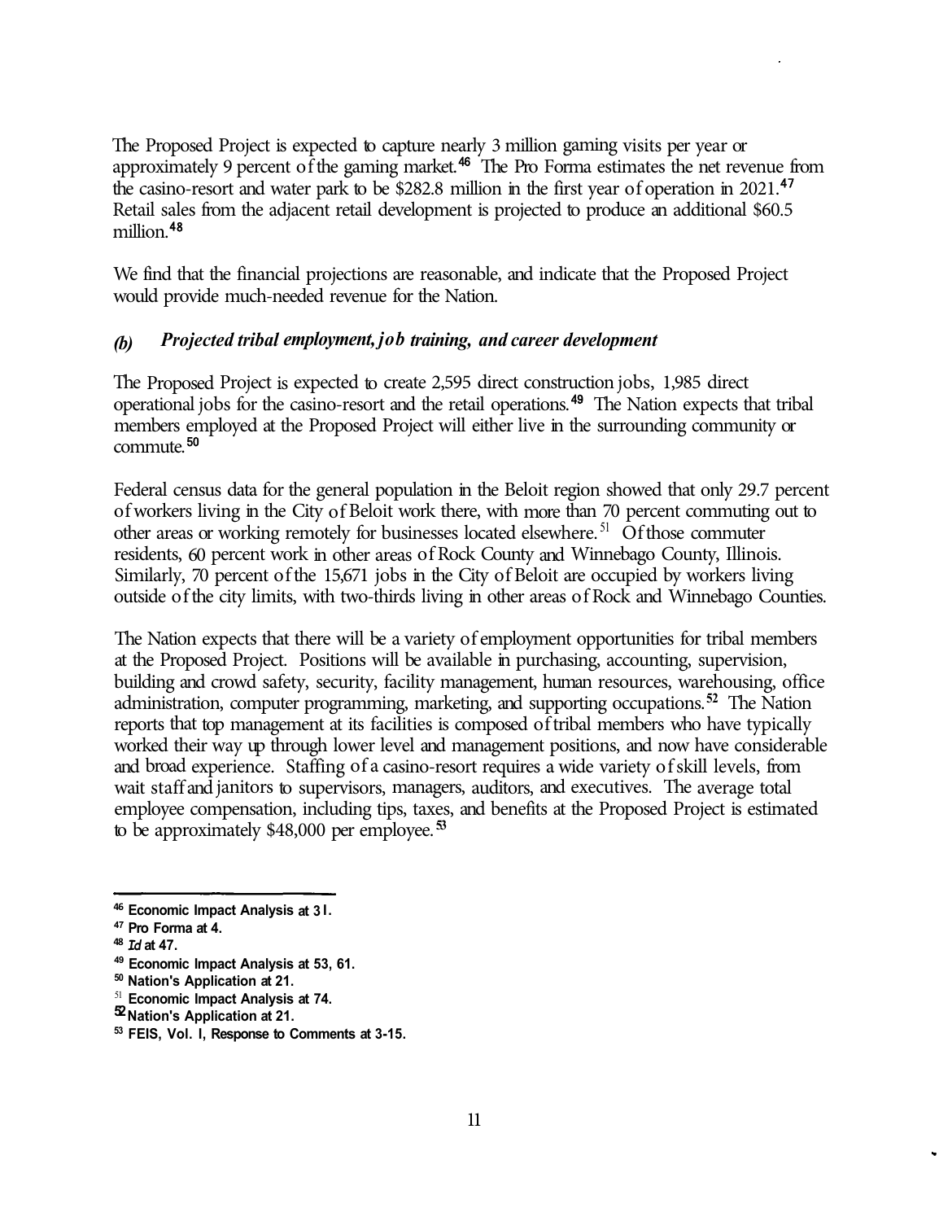The Proposed Project is expected to capture nearly 3 million gaming visits per year or approximately 9 percent of the gaming market.[46] The Pro Forma estimates the net revenue from the casino-resort and water park to be $282.8 million in the first year of operation in 2021.[47] Retail sales from the adjacent retail development is projected to produce an additional $60.5 million.[48]

We find that the financial projections are reasonable, and indicate that the Proposed Project would provide much-needed revenue for the Nation.

### *(b) Projected tribal employment, job training, and career development*

The Proposed Project is expected to create 2,595 direct construction jobs, 1,985 direct operational jobs for the casino-resort and the retail operations.[49] The Nation expects that tribal members employed at the Proposed Project will either live in the surrounding community or commute.[50]

Federal census data for the general population in the Beloit region showed that only 29.7 percent of workers living in the City of Beloit work there, with more than 70 percent commuting out to other areas or working remotely for businesses located elsewhere.[51] Of those commuter residents, 60 percent work in other areas of Rock County and Winnebago County, Illinois. Similarly, 70 percent of the 15,671 jobs in the City of Beloit are occupied by workers living outside of the city limits, with two-thirds living in other areas of Rock and Winnebago Counties.

The Nation expects that there will be a variety of employment opportunities for tribal members at the Proposed Project. Positions will be available in purchasing, accounting, supervision, building and crowd safety, security, facility management, human resources, warehousing, office administration, computer programming, marketing, and supporting occupations.[52] The Nation reports that top management at its facilities is composed of tribal members who have typically worked their way up through lower level and management positions, and now have considerable and broad experience. Staffing of a casino-resort requires a wide variety of skill levels, from wait staff and janitors to supervisors, managers, auditors, and executives. The average total employee compensation, including tips, taxes, and benefits at the Proposed Project is estimated to be approximately $48,000 per employee.[53]

---

[46] Economic Impact Analysis at 31.
[47] Pro Forma at 4.
[48] *Id* at 47.
[49] Economic Impact Analysis at 53, 61.
[50] Nation's Application at 21.
[51] Economic Impact Analysis at 74.
[52] Nation's Application at 21.
[53] FEIS, Vol. I, Response to Comments at 3-15.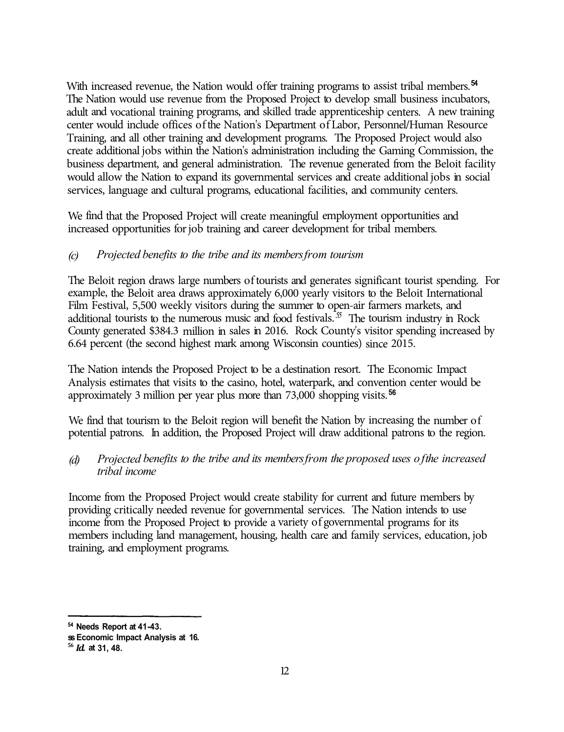With increased revenue, the Nation would offer training programs to assist tribal members.[54] The Nation would use revenue from the Proposed Project to develop small business incubators, adult and vocational training programs, and skilled trade apprenticeship centers. A new training center would include offices of the Nation's Department of Labor, Personnel/Human Resource Training, and all other training and development programs. The Proposed Project would also create additional jobs within the Nation's administration including the Gaming Commission, the business department, and general administration. The revenue generated from the Beloit facility would allow the Nation to expand its governmental services and create additional jobs in social services, language and cultural programs, educational facilities, and community centers.

We find that the Proposed Project will create meaningful employment opportunities and increased opportunities for job training and career development for tribal members.

*(c) Projected benefits to the tribe and its members from tourism*

The Beloit region draws large numbers of tourists and generates significant tourist spending. For example, the Beloit area draws approximately 6,000 yearly visitors to the Beloit International Film Festival, 5,500 weekly visitors during the summer to open-air farmers markets, and additional tourists to the numerous music and food festivals.[55] The tourism industry in Rock County generated $384.3 million in sales in 2016. Rock County's visitor spending increased by 6.64 percent (the second highest mark among Wisconsin counties) since 2015.

The Nation intends the Proposed Project to be a destination resort. The Economic Impact Analysis estimates that visits to the casino, hotel, waterpark, and convention center would be approximately 3 million per year plus more than 73,000 shopping visits.[56]

We find that tourism to the Beloit region will benefit the Nation by increasing the number of potential patrons. In addition, the Proposed Project will draw additional patrons to the region.

*(d) Projected benefits to the tribe and its members from the proposed uses of the increased tribal income*

Income from the Proposed Project would create stability for current and future members by providing critically needed revenue for governmental services. The Nation intends to use income from the Proposed Project to provide a variety of governmental programs for its members including land management, housing, health care and family services, education, job training, and employment programs.

---

[54] Needs Report at 41-43.

[55] Economic Impact Analysis at 16.

[56] *Id.* at 31, 48.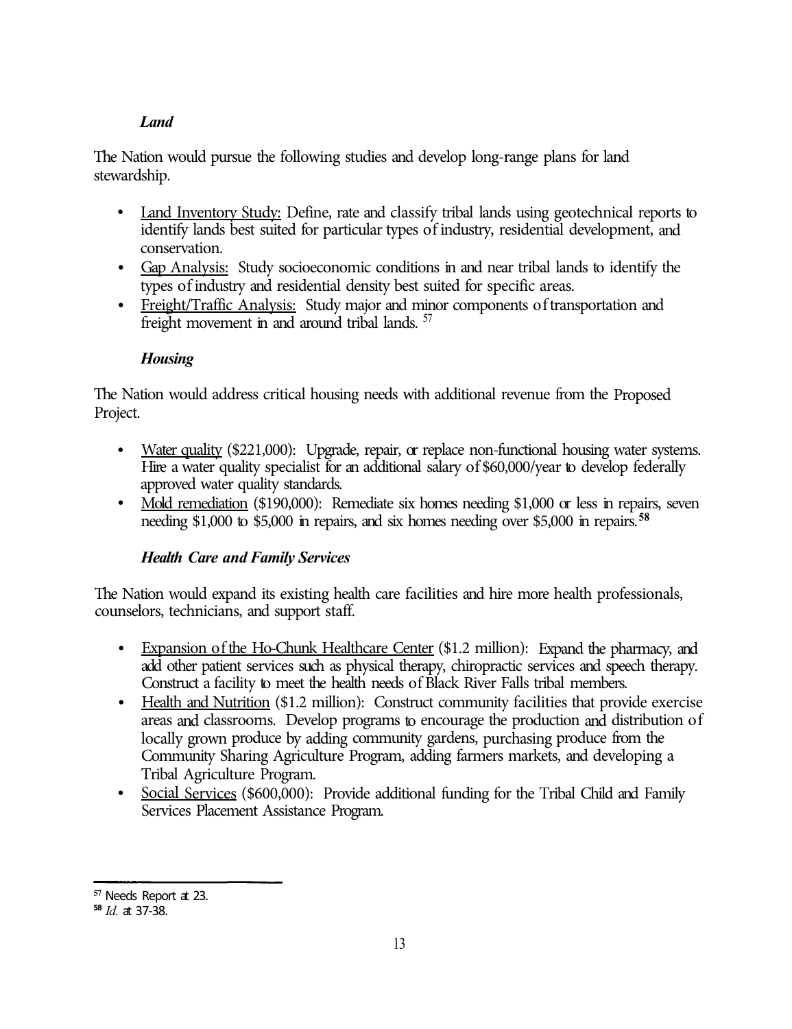### *Land*

The Nation would pursue the following studies and develop long-range plans for land stewardship.

- Land Inventory Study: Define, rate and classify tribal lands using geotechnical reports to identify lands best suited for particular types of industry, residential development, and conservation.
- Gap Analysis: Study socioeconomic conditions in and near tribal lands to identify the types of industry and residential density best suited for specific areas.
- Freight/Traffic Analysis: Study major and minor components of transportation and freight movement in and around tribal lands. [57]

### *Housing*

The Nation would address critical housing needs with additional revenue from the Proposed Project.

- Water quality ($221,000): Upgrade, repair, or replace non-functional housing water systems. Hire a water quality specialist for an additional salary of $60,000/year to develop federally approved water quality standards.
- Mold remediation ($190,000): Remediate six homes needing $1,000 or less in repairs, seven needing $1,000 to $5,000 in repairs, and six homes needing over $5,000 in repairs. [58]

### *Health Care and Family Services*

The Nation would expand its existing health care facilities and hire more health professionals, counselors, technicians, and support staff.

- Expansion of the Ho-Chunk Healthcare Center ($1.2 million): Expand the pharmacy, and add other patient services such as physical therapy, chiropractic services and speech therapy. Construct a facility to meet the health needs of Black River Falls tribal members.
- Health and Nutrition ($1.2 million): Construct community facilities that provide exercise areas and classrooms. Develop programs to encourage the production and distribution of locally grown produce by adding community gardens, purchasing produce from the Community Sharing Agriculture Program, adding farmers markets, and developing a Tribal Agriculture Program.
- Social Services ($600,000): Provide additional funding for the Tribal Child and Family Services Placement Assistance Program.

---

[57] Needs Report at 23.

[58] *Id.* at 37-38.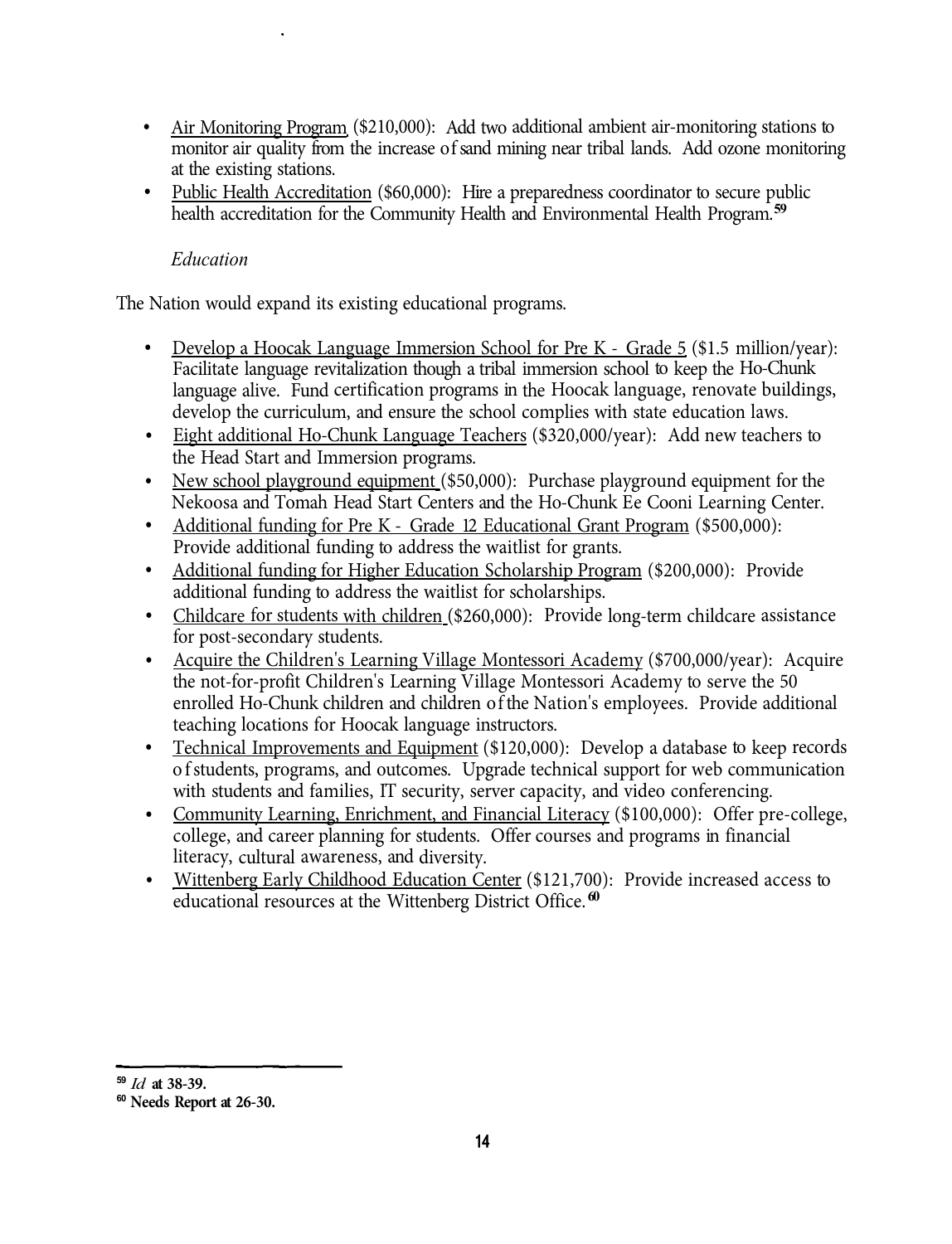- Air Monitoring Program ($210,000): Add two additional ambient air-monitoring stations to monitor air quality from the increase of sand mining near tribal lands. Add ozone monitoring at the existing stations.
- Public Health Accreditation ($60,000): Hire a preparedness coordinator to secure public health accreditation for the Community Health and Environmental Health Program.[59]

*Education*

The Nation would expand its existing educational programs.

- Develop a Hoocak Language Immersion School for Pre K - Grade 5 ($1.5 million/year): Facilitate language revitalization though a tribal immersion school to keep the Ho-Chunk language alive. Fund certification programs in the Hoocak language, renovate buildings, develop the curriculum, and ensure the school complies with state education laws.
- Eight additional Ho-Chunk Language Teachers ($320,000/year): Add new teachers to the Head Start and Immersion programs.
- New school playground equipment ($50,000): Purchase playground equipment for the Nekoosa and Tomah Head Start Centers and the Ho-Chunk Ee Cooni Learning Center.
- Additional funding for Pre K - Grade 12 Educational Grant Program ($500,000): Provide additional funding to address the waitlist for grants.
- Additional funding for Higher Education Scholarship Program ($200,000): Provide additional funding to address the waitlist for scholarships.
- Childcare for students with children ($260,000): Provide long-term childcare assistance for post-secondary students.
- Acquire the Children's Learning Village Montessori Academy ($700,000/year): Acquire the not-for-profit Children's Learning Village Montessori Academy to serve the 50 enrolled Ho-Chunk children and children of the Nation's employees. Provide additional teaching locations for Hoocak language instructors.
- Technical Improvements and Equipment ($120,000): Develop a database to keep records of students, programs, and outcomes. Upgrade technical support for web communication with students and families, IT security, server capacity, and video conferencing.
- Community Learning, Enrichment, and Financial Literacy ($100,000): Offer pre-college, college, and career planning for students. Offer courses and programs in financial literacy, cultural awareness, and diversity.
- Wittenberg Early Childhood Education Center ($121,700): Provide increased access to educational resources at the Wittenberg District Office.[60]

---

[59] *Id* at 38-39.

[60] Needs Report at 26-30.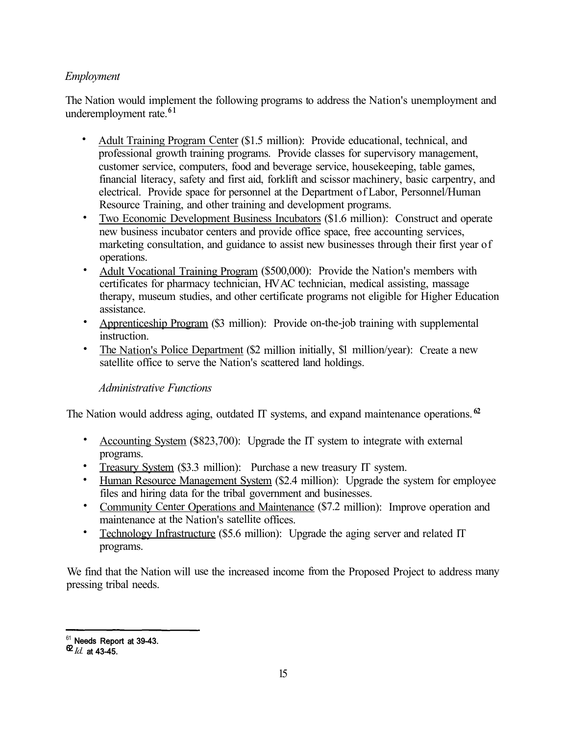*Employment*

The Nation would implement the following programs to address the Nation's unemployment and underemployment rate.[61]

- Adult Training Program Center ($1.5 million): Provide educational, technical, and professional growth training programs. Provide classes for supervisory management, customer service, computers, food and beverage service, housekeeping, table games, financial literacy, safety and first aid, forklift and scissor machinery, basic carpentry, and electrical. Provide space for personnel at the Department of Labor, Personnel/Human Resource Training, and other training and development programs.
- Two Economic Development Business Incubators ($1.6 million): Construct and operate new business incubator centers and provide office space, free accounting services, marketing consultation, and guidance to assist new businesses through their first year of operations.
- Adult Vocational Training Program ($500,000): Provide the Nation's members with certificates for pharmacy technician, HVAC technician, medical assisting, massage therapy, museum studies, and other certificate programs not eligible for Higher Education assistance.
- Apprenticeship Program ($3 million): Provide on-the-job training with supplemental instruction.
- The Nation's Police Department ($2 million initially, $1 million/year): Create a new satellite office to serve the Nation's scattered land holdings.

*Administrative Functions*

The Nation would address aging, outdated IT systems, and expand maintenance operations.[62]

- Accounting System ($823,700): Upgrade the IT system to integrate with external programs.
- Treasury System ($3.3 million): Purchase a new treasury IT system.
- Human Resource Management System ($2.4 million): Upgrade the system for employee files and hiring data for the tribal government and businesses.
- Community Center Operations and Maintenance ($7.2 million): Improve operation and maintenance at the Nation's satellite offices.
- Technology Infrastructure ($5.6 million): Upgrade the aging server and related IT programs.

We find that the Nation will use the increased income from the Proposed Project to address many pressing tribal needs.

---

[61] Needs Report at 39-43.
[62] *Id.* at 43-45.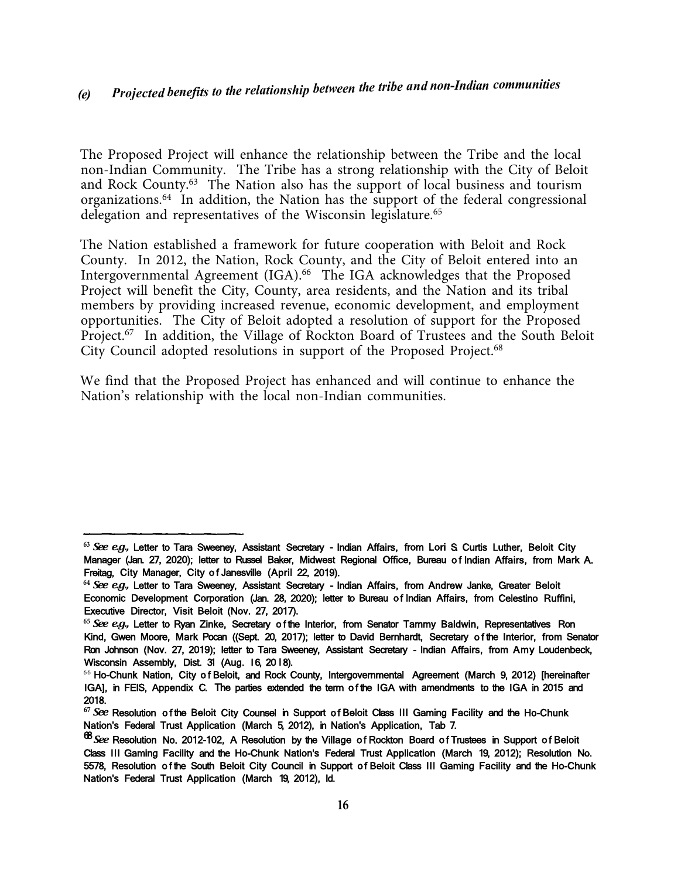### *(e) Projected benefits to the relationship between the tribe and non-Indian communities*

The Proposed Project will enhance the relationship between the Tribe and the local non-Indian Community. The Tribe has a strong relationship with the City of Beloit and Rock County.[63] The Nation also has the support of local business and tourism organizations.[64] In addition, the Nation has the support of the federal congressional delegation and representatives of the Wisconsin legislature.[65]

The Nation established a framework for future cooperation with Beloit and Rock County. In 2012, the Nation, Rock County, and the City of Beloit entered into an Intergovernmental Agreement (IGA).[66] The IGA acknowledges that the Proposed Project will benefit the City, County, area residents, and the Nation and its tribal members by providing increased revenue, economic development, and employment opportunities. The City of Beloit adopted a resolution of support for the Proposed Project.[67] In addition, the Village of Rockton Board of Trustees and the South Beloit City Council adopted resolutions in support of the Proposed Project.[68]

We find that the Proposed Project has enhanced and will continue to enhance the Nation's relationship with the local non-Indian communities.

---

[63] *See e.g.,* Letter to Tara Sweeney, Assistant Secretary - Indian Affairs, from Lori S. Curtis Luther, Beloit City Manager (Jan. 27, 2020); letter to Russel Baker, Midwest Regional Office, Bureau of Indian Affairs, from Mark A. Freitag, City Manager, City of Janesville (April 22, 2019).

[64] *See e.g.,* Letter to Tara Sweeney, Assistant Secretary - Indian Affairs, from Andrew Janke, Greater Beloit Economic Development Corporation (Jan. 28, 2020); letter to Bureau of Indian Affairs, from Celestino Ruffini, Executive Director, Visit Beloit (Nov. 27, 2017).

[65] *See e.g.,* Letter to Ryan Zinke, Secretary of the Interior, from Senator Tammy Baldwin, Representatives Ron Kind, Gwen Moore, Mark Pocan ((Sept. 20, 2017); letter to David Bernhardt, Secretary of the Interior, from Senator Ron Johnson (Nov. 27, 2019); letter to Tara Sweeney, Assistant Secretary - Indian Affairs, from Amy Loudenbeck, Wisconsin Assembly, Dist. 31 (Aug. 16, 2018).

[66] Ho-Chunk Nation, City of Beloit, and Rock County, Intergovernmental Agreement (March 9, 2012) [hereinafter IGA], in FEIS, Appendix C. The parties extended the term of the IGA with amendments to the IGA in 2015 and 2018.

[67] *See* Resolution of the Beloit City Counsel in Support of Beloit Class III Gaming Facility and the Ho-Chunk Nation's Federal Trust Application (March 5, 2012), in Nation's Application, Tab 7.

[68] *See* Resolution No. 2012-102, A Resolution by the Village of Rockton Board of Trustees in Support of Beloit Class III Gaming Facility and the Ho-Chunk Nation's Federal Trust Application (March 19, 2012); Resolution No. 5578, Resolution of the South Beloit City Council in Support of Beloit Class III Gaming Facility and the Ho-Chunk Nation's Federal Trust Application (March 19, 2012), Id.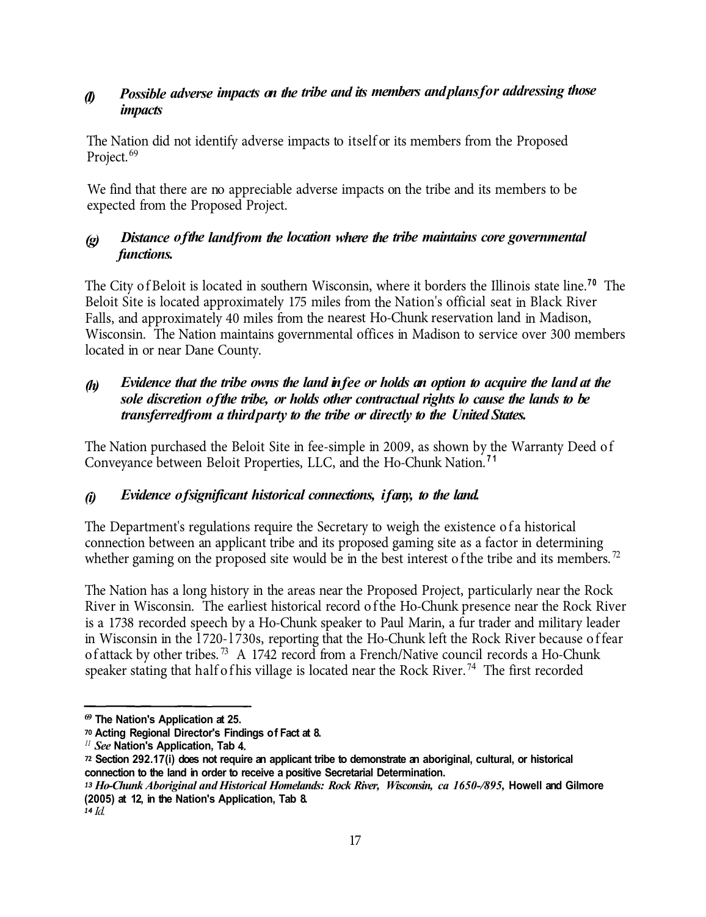### *(f) Possible adverse impacts on the tribe and its members and plans for addressing those impacts*

The Nation did not identify adverse impacts to itself or its members from the Proposed Project.[69]

We find that there are no appreciable adverse impacts on the tribe and its members to be expected from the Proposed Project.

### *(g) Distance of the land from the location where the tribe maintains core governmental functions.*

The City of Beloit is located in southern Wisconsin, where it borders the Illinois state line.[70] The Beloit Site is located approximately 175 miles from the Nation's official seat in Black River Falls, and approximately 40 miles from the nearest Ho-Chunk reservation land in Madison, Wisconsin. The Nation maintains governmental offices in Madison to service over 300 members located in or near Dane County.

### *(h) Evidence that the tribe owns the land in fee or holds an option to acquire the land at the sole discretion of the tribe, or holds other contractual rights to cause the lands to be transferred from a third party to the tribe or directly to the United States.*

The Nation purchased the Beloit Site in fee-simple in 2009, as shown by the Warranty Deed of Conveyance between Beloit Properties, LLC, and the Ho-Chunk Nation.[71]

### *(i) Evidence of significant historical connections, if any, to the land.*

The Department's regulations require the Secretary to weigh the existence of a historical connection between an applicant tribe and its proposed gaming site as a factor in determining whether gaming on the proposed site would be in the best interest of the tribe and its members.[72]

The Nation has a long history in the areas near the Proposed Project, particularly near the Rock River in Wisconsin. The earliest historical record of the Ho-Chunk presence near the Rock River is a 1738 recorded speech by a Ho-Chunk speaker to Paul Marin, a fur trader and military leader in Wisconsin in the 1720-1730s, reporting that the Ho-Chunk left the Rock River because of fear of attack by other tribes.[73] A 1742 record from a French/Native council records a Ho-Chunk speaker stating that half of his village is located near the Rock River.[74] The first recorded

---

[69] The Nation's Application at 25.

[70] Acting Regional Director's Findings of Fact at 8.

[71] *See* Nation's Application, Tab 4.

[72] Section 292.17(i) does not require an applicant tribe to demonstrate an aboriginal, cultural, or historical connection to the land in order to receive a positive Secretarial Determination.

[73] *Ho-Chunk Aboriginal and Historical Homelands: Rock River, Wisconsin, ca 1650-1895,* Howell and Gilmore (2005) at 12, in the Nation's Application, Tab 8.

[74] *Id.*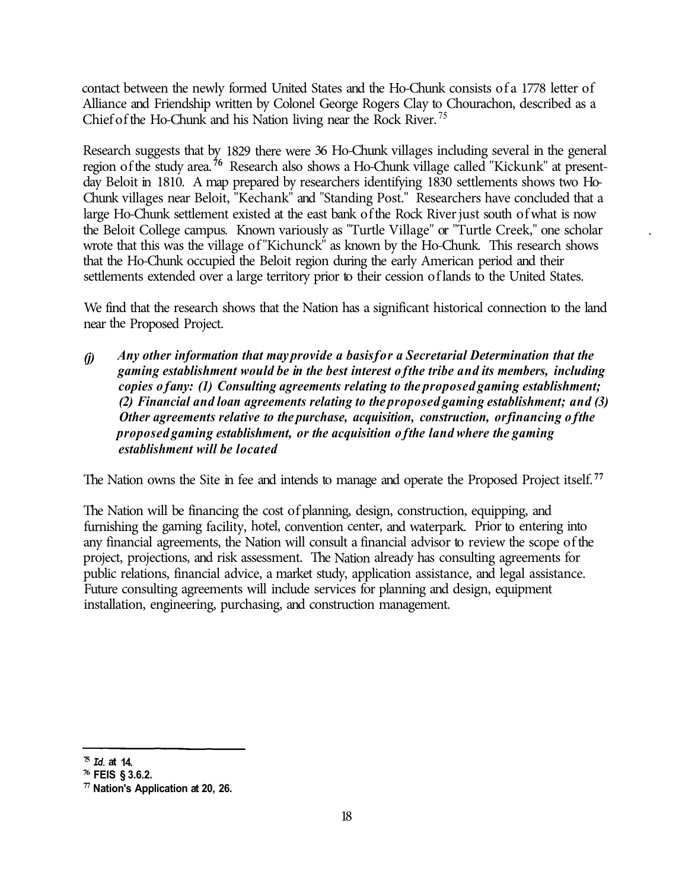contact between the newly formed United States and the Ho-Chunk consists of a 1778 letter of Alliance and Friendship written by Colonel George Rogers Clay to Chourachon, described as a Chief of the Ho-Chunk and his Nation living near the Rock River.[75]

Research suggests that by 1829 there were 36 Ho-Chunk villages including several in the general region of the study area.[76] Research also shows a Ho-Chunk village called "Kickunk" at present-day Beloit in 1810. A map prepared by researchers identifying 1830 settlements shows two Ho-Chunk villages near Beloit, "Kechank" and "Standing Post." Researchers have concluded that a large Ho-Chunk settlement existed at the east bank of the Rock River just south of what is now the Beloit College campus. Known variously as "Turtle Village" or "Turtle Creek," one scholar wrote that this was the village of "Kichunck" as known by the Ho-Chunk. This research shows that the Ho-Chunk occupied the Beloit region during the early American period and their settlements extended over a large territory prior to their cession of lands to the United States.

We find that the research shows that the Nation has a significant historical connection to the land near the Proposed Project.

***(j) Any other information that may provide a basis for a Secretarial Determination that the gaming establishment would be in the best interest of the tribe and its members, including copies of any: (1) Consulting agreements relating to the proposed gaming establishment; (2) Financial and loan agreements relating to the proposed gaming establishment; and (3) Other agreements relative to the purchase, acquisition, construction, or financing of the proposed gaming establishment, or the acquisition of the land where the gaming establishment will be located***

The Nation owns the Site in fee and intends to manage and operate the Proposed Project itself.[77]

The Nation will be financing the cost of planning, design, construction, equipping, and furnishing the gaming facility, hotel, convention center, and waterpark. Prior to entering into any financial agreements, the Nation will consult a financial advisor to review the scope of the project, projections, and risk assessment. The Nation already has consulting agreements for public relations, financial advice, a market study, application assistance, and legal assistance. Future consulting agreements will include services for planning and design, equipment installation, engineering, purchasing, and construction management.

---

[75] *Id.* at 14.

[76] FEIS § 3.6.2.

[77] Nation's Application at 20, 26.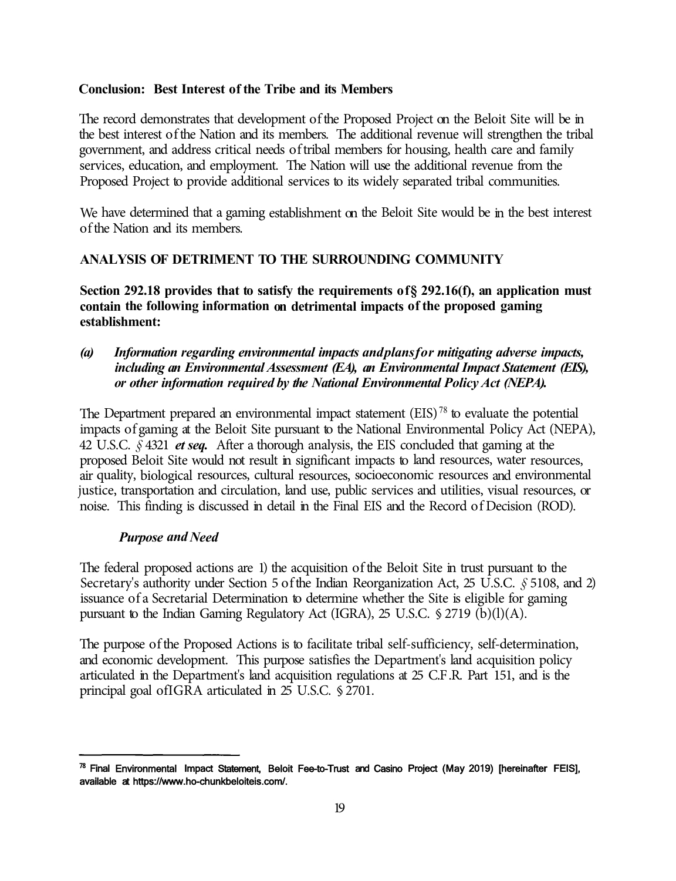**Conclusion: Best Interest of the Tribe and its Members**

The record demonstrates that development of the Proposed Project on the Beloit Site will be in the best interest of the Nation and its members. The additional revenue will strengthen the tribal government, and address critical needs of tribal members for housing, health care and family services, education, and employment. The Nation will use the additional revenue from the Proposed Project to provide additional services to its widely separated tribal communities.

We have determined that a gaming establishment on the Beloit Site would be in the best interest of the Nation and its members.

**ANALYSIS OF DETRIMENT TO THE SURROUNDING COMMUNITY**

**Section 292.18 provides that to satisfy the requirements of § 292.16(f), an application must contain the following information on detrimental impacts of the proposed gaming establishment:**

***(a) Information regarding environmental impacts and plans for mitigating adverse impacts, including an Environmental Assessment (EA), an Environmental Impact Statement (EIS), or other information required by the National Environmental Policy Act (NEPA).***

The Department prepared an environmental impact statement (EIS)[78] to evaluate the potential impacts of gaming at the Beloit Site pursuant to the National Environmental Policy Act (NEPA), 42 U.S.C. § 4321 ***et seq.*** After a thorough analysis, the EIS concluded that gaming at the proposed Beloit Site would not result in significant impacts to land resources, water resources, air quality, biological resources, cultural resources, socioeconomic resources and environmental justice, transportation and circulation, land use, public services and utilities, visual resources, or noise. This finding is discussed in detail in the Final EIS and the Record of Decision (ROD).

***Purpose and Need***

The federal proposed actions are 1) the acquisition of the Beloit Site in trust pursuant to the Secretary's authority under Section 5 of the Indian Reorganization Act, 25 U.S.C. § 5108, and 2) issuance of a Secretarial Determination to determine whether the Site is eligible for gaming pursuant to the Indian Gaming Regulatory Act (IGRA), 25 U.S.C. § 2719 (b)(l)(A).

The purpose of the Proposed Actions is to facilitate tribal self-sufficiency, self-determination, and economic development. This purpose satisfies the Department's land acquisition policy articulated in the Department's land acquisition regulations at 25 C.F.R. Part 151, and is the principal goal of IGRA articulated in 25 U.S.C. § 2701.

---

[78] Final Environmental Impact Statement, Beloit Fee-to-Trust and Casino Project (May 2019) [hereinafter FEIS], available at https://www.ho-chunkbeloiteis.com/.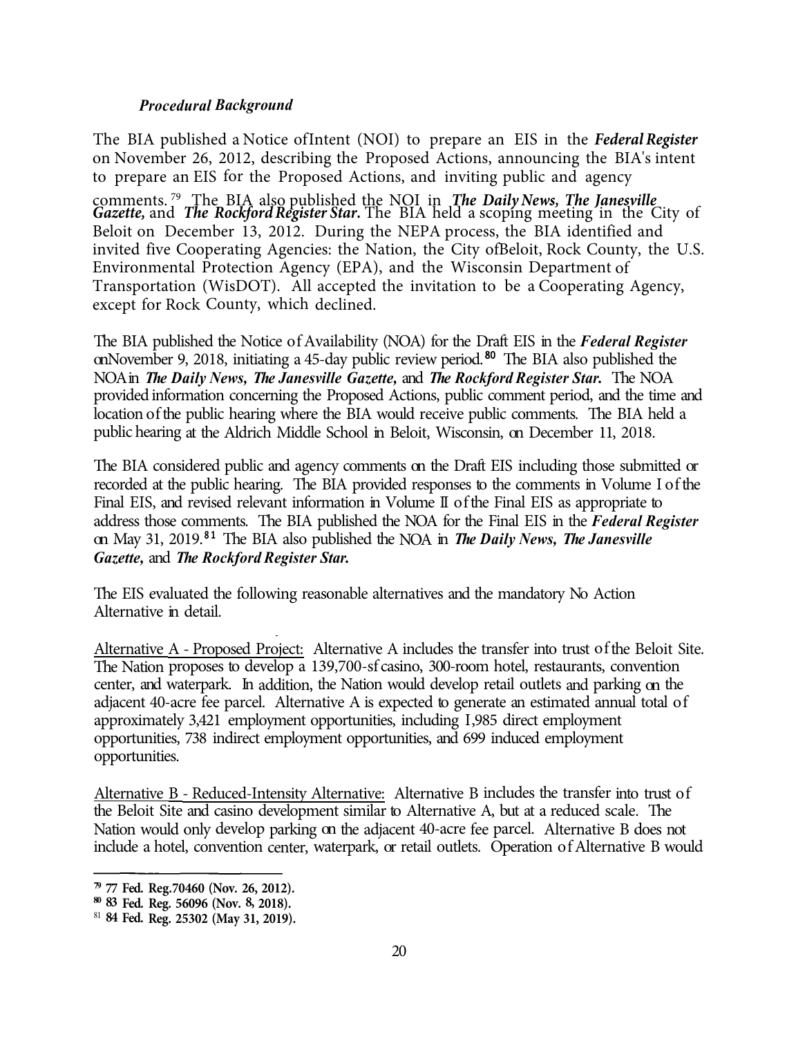***Procedural Background***

The BIA published a Notice of Intent (NOI) to prepare an EIS in the ***Federal Register*** on November 26, 2012, describing the Proposed Actions, announcing the BIA's intent to prepare an EIS for the Proposed Actions, and inviting public and agency comments.[79] The BIA also published the NOI in ***The Daily News, The Janesville Gazette,*** and ***The Rockford Register Star.*** The BIA held a scoping meeting in the City of Beloit on December 13, 2012. During the NEPA process, the BIA identified and invited five Cooperating Agencies: the Nation, the City of Beloit, Rock County, the U.S. Environmental Protection Agency (EPA), and the Wisconsin Department of Transportation (WisDOT). All accepted the invitation to be a Cooperating Agency, except for Rock County, which declined.

The BIA published the Notice of Availability (NOA) for the Draft EIS in the ***Federal Register*** on November 9, 2018, initiating a 45-day public review period.[80] The BIA also published the NOA in ***The Daily News, The Janesville Gazette,*** and ***The Rockford Register Star.*** The NOA provided information concerning the Proposed Actions, public comment period, and the time and location of the public hearing where the BIA would receive public comments. The BIA held a public hearing at the Aldrich Middle School in Beloit, Wisconsin, on December 11, 2018.

The BIA considered public and agency comments on the Draft EIS including those submitted or recorded at the public hearing. The BIA provided responses to the comments in Volume I of the Final EIS, and revised relevant information in Volume II of the Final EIS as appropriate to address those comments. The BIA published the NOA for the Final EIS in the ***Federal Register*** on May 31, 2019.[81] The BIA also published the NOA in ***The Daily News, The Janesville Gazette,*** and ***The Rockford Register Star.***

The EIS evaluated the following reasonable alternatives and the mandatory No Action Alternative in detail.

Alternative A - Proposed Project: Alternative A includes the transfer into trust of the Beloit Site. The Nation proposes to develop a 139,700-sf casino, 300-room hotel, restaurants, convention center, and waterpark. In addition, the Nation would develop retail outlets and parking on the adjacent 40-acre fee parcel. Alternative A is expected to generate an estimated annual total of approximately 3,421 employment opportunities, including 1,985 direct employment opportunities, 738 indirect employment opportunities, and 699 induced employment opportunities.

Alternative B - Reduced-Intensity Alternative: Alternative B includes the transfer into trust of the Beloit Site and casino development similar to Alternative A, but at a reduced scale. The Nation would only develop parking on the adjacent 40-acre fee parcel. Alternative B does not include a hotel, convention center, waterpark, or retail outlets. Operation of Alternative B would

---

[79] 77 Fed. Reg. 70460 (Nov. 26, 2012).

[80] 83 Fed. Reg. 56096 (Nov. 8, 2018).

[81] 84 Fed. Reg. 25302 (May 31, 2019).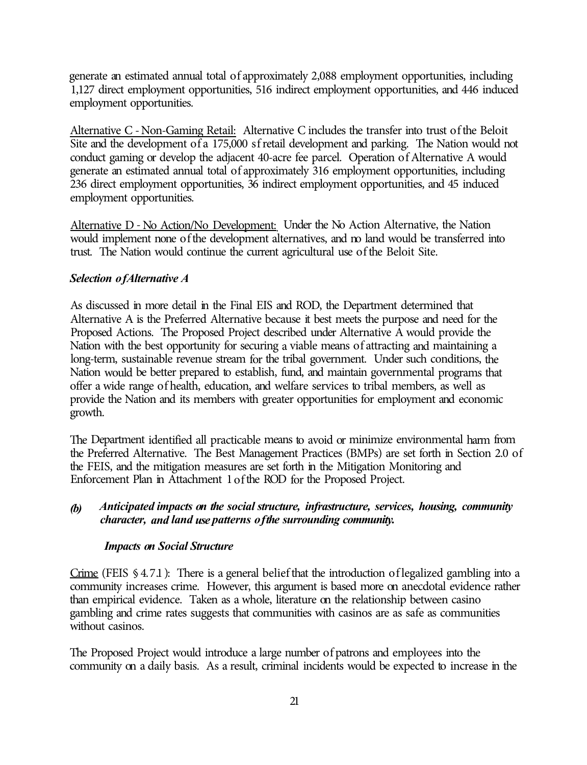generate an estimated annual total of approximately 2,088 employment opportunities, including 1,127 direct employment opportunities, 516 indirect employment opportunities, and 446 induced employment opportunities.

Alternative C - Non-Gaming Retail: Alternative C includes the transfer into trust of the Beloit Site and the development of a 175,000 sf retail development and parking. The Nation would not conduct gaming or develop the adjacent 40-acre fee parcel. Operation of Alternative A would generate an estimated annual total of approximately 316 employment opportunities, including 236 direct employment opportunities, 36 indirect employment opportunities, and 45 induced employment opportunities.

Alternative D - No Action/No Development: Under the No Action Alternative, the Nation would implement none of the development alternatives, and no land would be transferred into trust. The Nation would continue the current agricultural use of the Beloit Site.

***Selection of Alternative A***

As discussed in more detail in the Final EIS and ROD, the Department determined that Alternative A is the Preferred Alternative because it best meets the purpose and need for the Proposed Actions. The Proposed Project described under Alternative A would provide the Nation with the best opportunity for securing a viable means of attracting and maintaining a long-term, sustainable revenue stream for the tribal government. Under such conditions, the Nation would be better prepared to establish, fund, and maintain governmental programs that offer a wide range of health, education, and welfare services to tribal members, as well as provide the Nation and its members with greater opportunities for employment and economic growth.

The Department identified all practicable means to avoid or minimize environmental harm from the Preferred Alternative. The Best Management Practices (BMPs) are set forth in Section 2.0 of the FEIS, and the mitigation measures are set forth in the Mitigation Monitoring and Enforcement Plan in Attachment 1 of the ROD for the Proposed Project.

***(b) Anticipated impacts on the social structure, infrastructure, services, housing, community character, and land use patterns of the surrounding community.***

***Impacts on Social Structure***

Crime (FEIS § 4.7.1): There is a general belief that the introduction of legalized gambling into a community increases crime. However, this argument is based more on anecdotal evidence rather than empirical evidence. Taken as a whole, literature on the relationship between casino gambling and crime rates suggests that communities with casinos are as safe as communities without casinos.

The Proposed Project would introduce a large number of patrons and employees into the community on a daily basis. As a result, criminal incidents would be expected to increase in the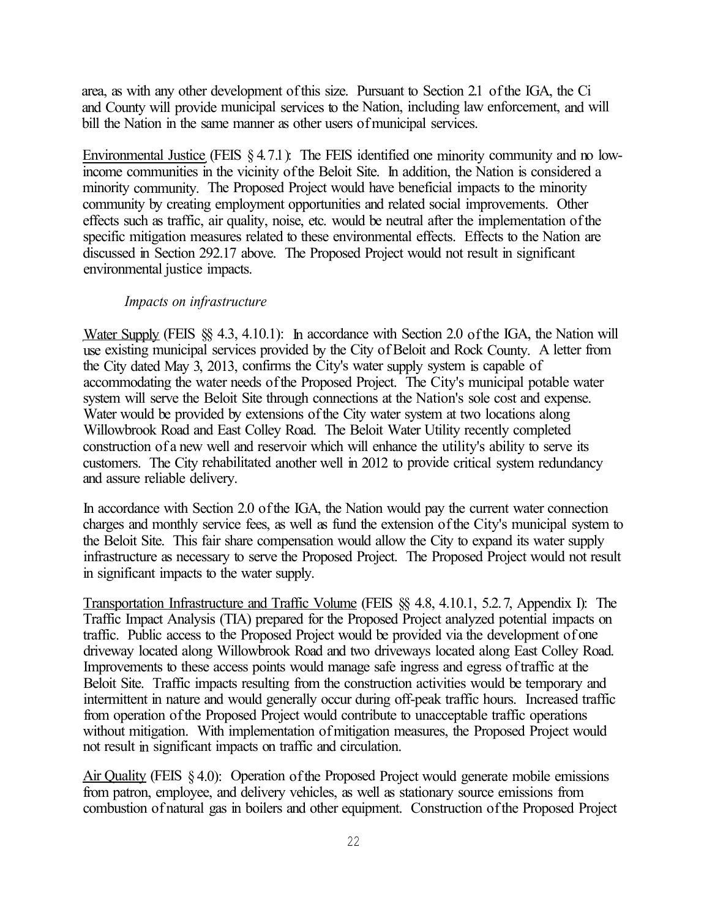area, as with any other development of this size. Pursuant to Section 2.1 of the IGA, the Ci and County will provide municipal services to the Nation, including law enforcement, and will bill the Nation in the same manner as other users of municipal services.

Environmental Justice (FEIS § 4.7.1): The FEIS identified one minority community and no low-income communities in the vicinity of the Beloit Site. In addition, the Nation is considered a minority community. The Proposed Project would have beneficial impacts to the minority community by creating employment opportunities and related social improvements. Other effects such as traffic, air quality, noise, etc. would be neutral after the implementation of the specific mitigation measures related to these environmental effects. Effects to the Nation are discussed in Section 292.17 above. The Proposed Project would not result in significant environmental justice impacts.

*Impacts on infrastructure*

Water Supply (FEIS §§ 4.3, 4.10.1): In accordance with Section 2.0 of the IGA, the Nation will use existing municipal services provided by the City of Beloit and Rock County. A letter from the City dated May 3, 2013, confirms the City's water supply system is capable of accommodating the water needs of the Proposed Project. The City's municipal potable water system will serve the Beloit Site through connections at the Nation's sole cost and expense. Water would be provided by extensions of the City water system at two locations along Willowbrook Road and East Colley Road. The Beloit Water Utility recently completed construction of a new well and reservoir which will enhance the utility's ability to serve its customers. The City rehabilitated another well in 2012 to provide critical system redundancy and assure reliable delivery.

In accordance with Section 2.0 of the IGA, the Nation would pay the current water connection charges and monthly service fees, as well as fund the extension of the City's municipal system to the Beloit Site. This fair share compensation would allow the City to expand its water supply infrastructure as necessary to serve the Proposed Project. The Proposed Project would not result in significant impacts to the water supply.

Transportation Infrastructure and Traffic Volume (FEIS §§ 4.8, 4.10.1, 5.2.7, Appendix I): The Traffic Impact Analysis (TIA) prepared for the Proposed Project analyzed potential impacts on traffic. Public access to the Proposed Project would be provided via the development of one driveway located along Willowbrook Road and two driveways located along East Colley Road. Improvements to these access points would manage safe ingress and egress of traffic at the Beloit Site. Traffic impacts resulting from the construction activities would be temporary and intermittent in nature and would generally occur during off-peak traffic hours. Increased traffic from operation of the Proposed Project would contribute to unacceptable traffic operations without mitigation. With implementation of mitigation measures, the Proposed Project would not result in significant impacts on traffic and circulation.

Air Quality (FEIS § 4.0): Operation of the Proposed Project would generate mobile emissions from patron, employee, and delivery vehicles, as well as stationary source emissions from combustion of natural gas in boilers and other equipment. Construction of the Proposed Project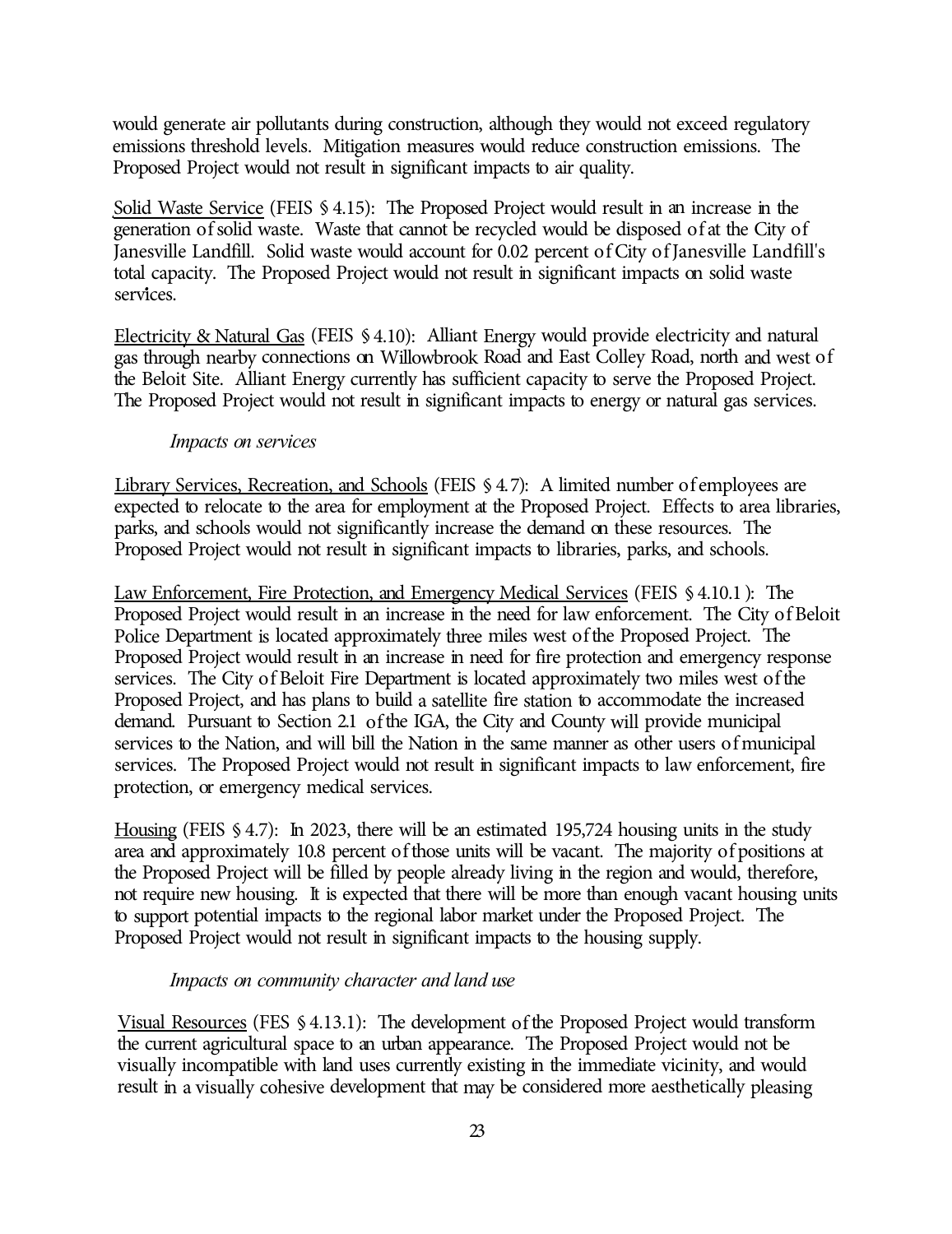would generate air pollutants during construction, although they would not exceed regulatory emissions threshold levels. Mitigation measures would reduce construction emissions. The Proposed Project would not result in significant impacts to air quality.

Solid Waste Service (FEIS § 4.15): The Proposed Project would result in an increase in the generation of solid waste. Waste that cannot be recycled would be disposed of at the City of Janesville Landfill. Solid waste would account for 0.02 percent of City of Janesville Landfill's total capacity. The Proposed Project would not result in significant impacts on solid waste services.

Electricity & Natural Gas (FEIS § 4.10): Alliant Energy would provide electricity and natural gas through nearby connections on Willowbrook Road and East Colley Road, north and west of the Beloit Site. Alliant Energy currently has sufficient capacity to serve the Proposed Project. The Proposed Project would not result in significant impacts to energy or natural gas services.

*Impacts on services*

Library Services, Recreation, and Schools (FEIS § 4.7): A limited number of employees are expected to relocate to the area for employment at the Proposed Project. Effects to area libraries, parks, and schools would not significantly increase the demand on these resources. The Proposed Project would not result in significant impacts to libraries, parks, and schools.

Law Enforcement, Fire Protection, and Emergency Medical Services (FEIS § 4.10.1 ): The Proposed Project would result in an increase in the need for law enforcement. The City of Beloit Police Department is located approximately three miles west of the Proposed Project. The Proposed Project would result in an increase in need for fire protection and emergency response services. The City of Beloit Fire Department is located approximately two miles west of the Proposed Project, and has plans to build a satellite fire station to accommodate the increased demand. Pursuant to Section 2.1 of the IGA, the City and County will provide municipal services to the Nation, and will bill the Nation in the same manner as other users of municipal services. The Proposed Project would not result in significant impacts to law enforcement, fire protection, or emergency medical services.

Housing (FEIS § 4.7): In 2023, there will be an estimated 195,724 housing units in the study area and approximately 10.8 percent of those units will be vacant. The majority of positions at the Proposed Project will be filled by people already living in the region and would, therefore, not require new housing. It is expected that there will be more than enough vacant housing units to support potential impacts to the regional labor market under the Proposed Project. The Proposed Project would not result in significant impacts to the housing supply.

*Impacts on community character and land use*

Visual Resources (FES § 4.13.1): The development of the Proposed Project would transform the current agricultural space to an urban appearance. The Proposed Project would not be visually incompatible with land uses currently existing in the immediate vicinity, and would result in a visually cohesive development that may be considered more aesthetically pleasing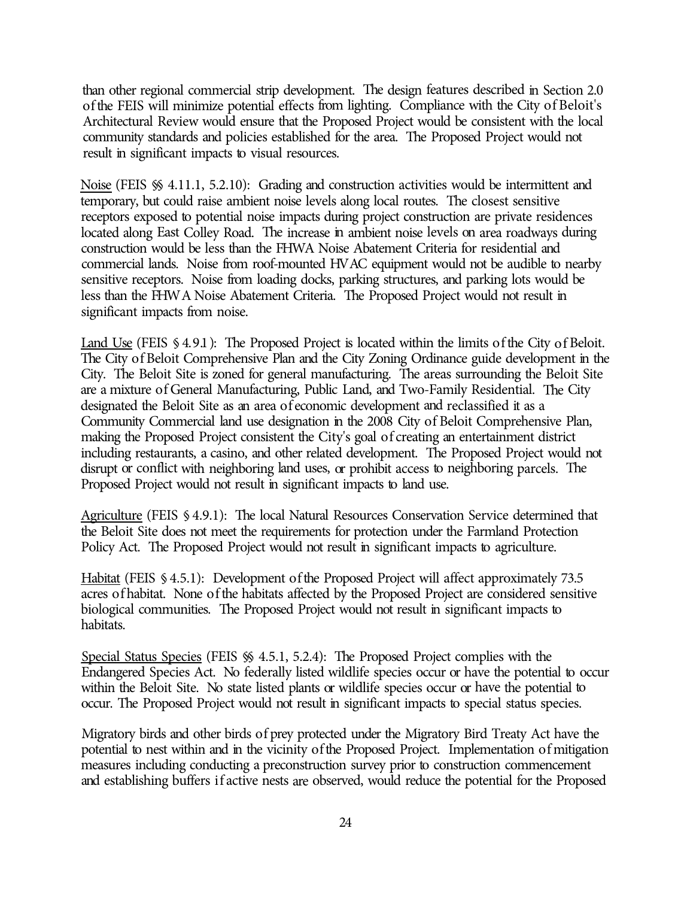than other regional commercial strip development. The design features described in Section 2.0 of the FEIS will minimize potential effects from lighting. Compliance with the City of Beloit's Architectural Review would ensure that the Proposed Project would be consistent with the local community standards and policies established for the area. The Proposed Project would not result in significant impacts to visual resources.

Noise (FEIS §§ 4.11.1, 5.2.10): Grading and construction activities would be intermittent and temporary, but could raise ambient noise levels along local routes. The closest sensitive receptors exposed to potential noise impacts during project construction are private residences located along East Colley Road. The increase in ambient noise levels on area roadways during construction would be less than the FHWA Noise Abatement Criteria for residential and commercial lands. Noise from roof-mounted HVAC equipment would not be audible to nearby sensitive receptors. Noise from loading docks, parking structures, and parking lots would be less than the FHWA Noise Abatement Criteria. The Proposed Project would not result in significant impacts from noise.

Land Use (FEIS § 4.9.1): The Proposed Project is located within the limits of the City of Beloit. The City of Beloit Comprehensive Plan and the City Zoning Ordinance guide development in the City. The Beloit Site is zoned for general manufacturing. The areas surrounding the Beloit Site are a mixture of General Manufacturing, Public Land, and Two-Family Residential. The City designated the Beloit Site as an area of economic development and reclassified it as a Community Commercial land use designation in the 2008 City of Beloit Comprehensive Plan, making the Proposed Project consistent the City's goal of creating an entertainment district including restaurants, a casino, and other related development. The Proposed Project would not disrupt or conflict with neighboring land uses, or prohibit access to neighboring parcels. The Proposed Project would not result in significant impacts to land use.

Agriculture (FEIS § 4.9.1): The local Natural Resources Conservation Service determined that the Beloit Site does not meet the requirements for protection under the Farmland Protection Policy Act. The Proposed Project would not result in significant impacts to agriculture.

Habitat (FEIS § 4.5.1): Development of the Proposed Project will affect approximately 73.5 acres of habitat. None of the habitats affected by the Proposed Project are considered sensitive biological communities. The Proposed Project would not result in significant impacts to habitats.

Special Status Species (FEIS §§ 4.5.1, 5.2.4): The Proposed Project complies with the Endangered Species Act. No federally listed wildlife species occur or have the potential to occur within the Beloit Site. No state listed plants or wildlife species occur or have the potential to occur. The Proposed Project would not result in significant impacts to special status species.

Migratory birds and other birds of prey protected under the Migratory Bird Treaty Act have the potential to nest within and in the vicinity of the Proposed Project. Implementation of mitigation measures including conducting a preconstruction survey prior to construction commencement and establishing buffers if active nests are observed, would reduce the potential for the Proposed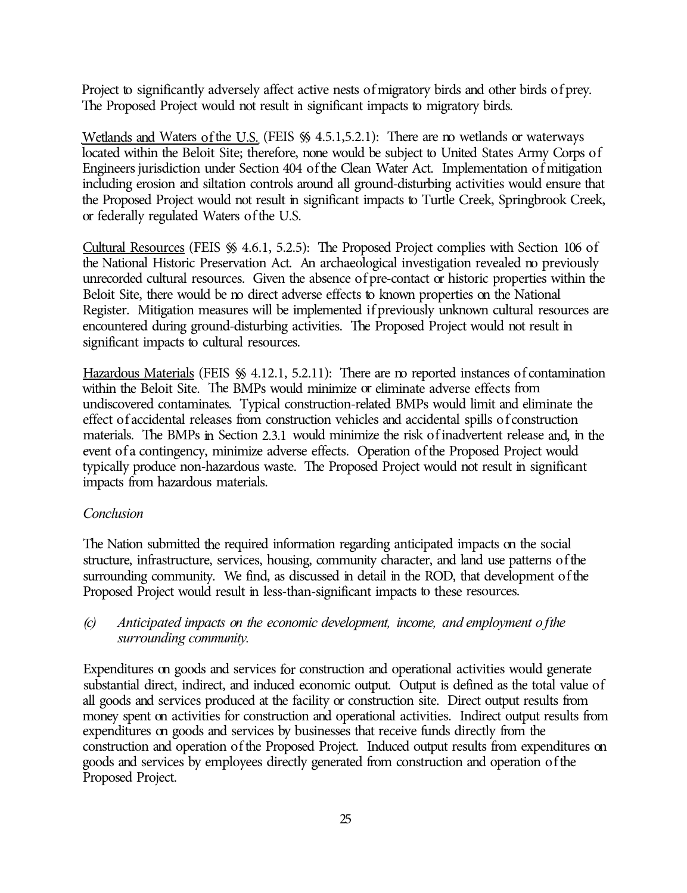Project to significantly adversely affect active nests of migratory birds and other birds of prey. The Proposed Project would not result in significant impacts to migratory birds.

Wetlands and Waters of the U.S. (FEIS §§ 4.5.1,5.2.1): There are no wetlands or waterways located within the Beloit Site; therefore, none would be subject to United States Army Corps of Engineers jurisdiction under Section 404 of the Clean Water Act. Implementation of mitigation including erosion and siltation controls around all ground-disturbing activities would ensure that the Proposed Project would not result in significant impacts to Turtle Creek, Springbrook Creek, or federally regulated Waters of the U.S.

Cultural Resources (FEIS §§ 4.6.1, 5.2.5): The Proposed Project complies with Section 106 of the National Historic Preservation Act. An archaeological investigation revealed no previously unrecorded cultural resources. Given the absence of pre-contact or historic properties within the Beloit Site, there would be no direct adverse effects to known properties on the National Register. Mitigation measures will be implemented if previously unknown cultural resources are encountered during ground-disturbing activities. The Proposed Project would not result in significant impacts to cultural resources.

Hazardous Materials (FEIS §§ 4.12.1, 5.2.11): There are no reported instances of contamination within the Beloit Site. The BMPs would minimize or eliminate adverse effects from undiscovered contaminates. Typical construction-related BMPs would limit and eliminate the effect of accidental releases from construction vehicles and accidental spills of construction materials. The BMPs in Section 2.3.1 would minimize the risk of inadvertent release and, in the event of a contingency, minimize adverse effects. Operation of the Proposed Project would typically produce non-hazardous waste. The Proposed Project would not result in significant impacts from hazardous materials.

*Conclusion*

The Nation submitted the required information regarding anticipated impacts on the social structure, infrastructure, services, housing, community character, and land use patterns of the surrounding community. We find, as discussed in detail in the ROD, that development of the Proposed Project would result in less-than-significant impacts to these resources.

*(c) Anticipated impacts on the economic development, income, and employment of the surrounding community.*

Expenditures on goods and services for construction and operational activities would generate substantial direct, indirect, and induced economic output. Output is defined as the total value of all goods and services produced at the facility or construction site. Direct output results from money spent on activities for construction and operational activities. Indirect output results from expenditures on goods and services by businesses that receive funds directly from the construction and operation of the Proposed Project. Induced output results from expenditures on goods and services by employees directly generated from construction and operation of the Proposed Project.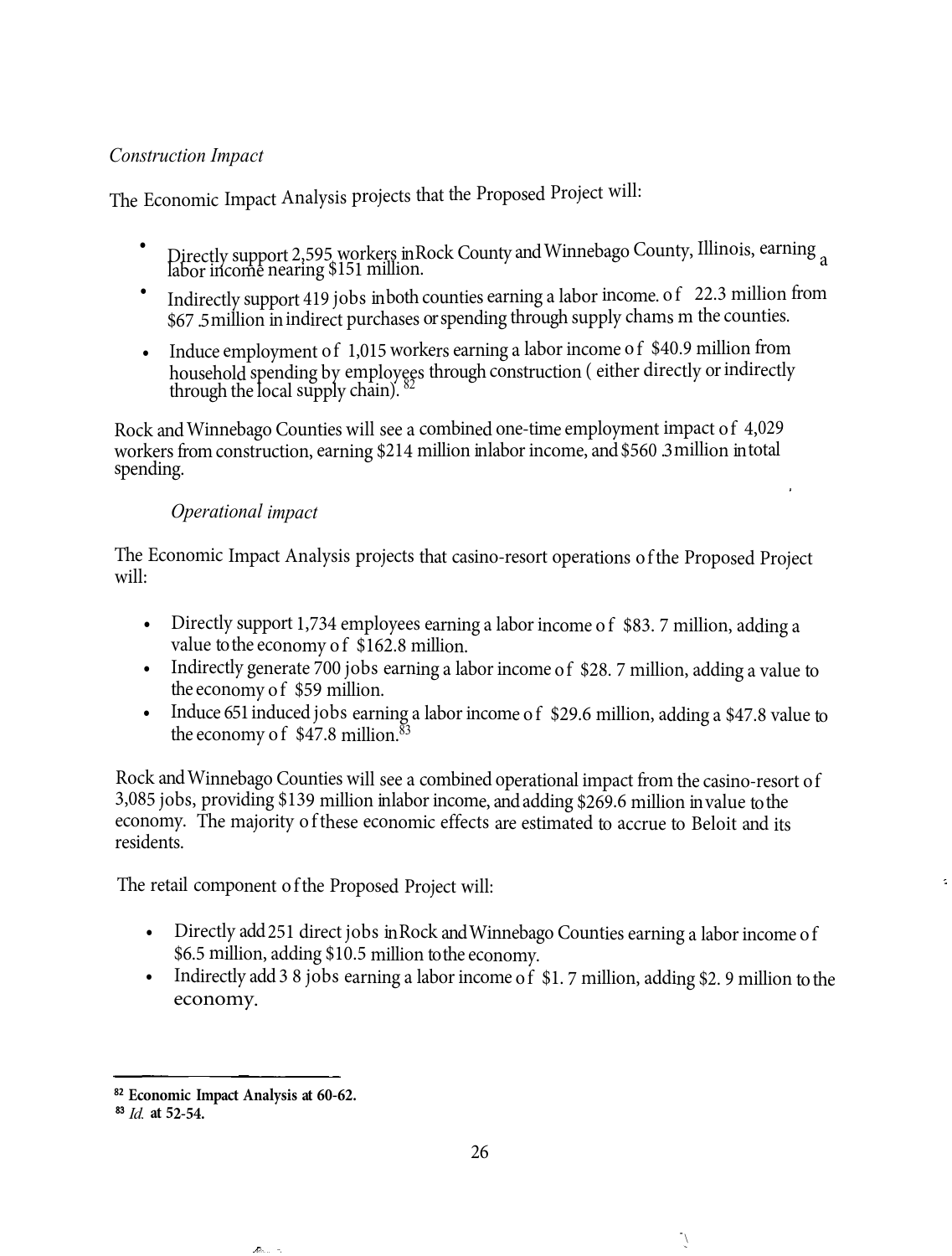*Construction Impact*

The Economic Impact Analysis projects that the Proposed Project will:

- Directly support 2,595 workers in Rock County and Winnebago County, Illinois, earning a labor income nearing $151 million.
- Indirectly support 419 jobs in both counties earning a labor income. of 22.3 million from $67.5 million in indirect purchases or spending through supply chams m the counties.
- Induce employment of 1,015 workers earning a labor income of $40.9 million from household spending by employees through construction ( either directly or indirectly through the local supply chain).[82]

Rock and Winnebago Counties will see a combined one-time employment impact of 4,029 workers from construction, earning $214 million in labor income, and $560.3 million in total spending.

*Operational impact*

The Economic Impact Analysis projects that casino-resort operations of the Proposed Project will:

- Directly support 1,734 employees earning a labor income of $83.7 million, adding a value to the economy of $162.8 million.
- Indirectly generate 700 jobs earning a labor income of $28.7 million, adding a value to the economy of $59 million.
- Induce 651 induced jobs earning a labor income of $29.6 million, adding a $47.8 value to the economy of $47.8 million.[83]

Rock and Winnebago Counties will see a combined operational impact from the casino-resort of 3,085 jobs, providing $139 million in labor income, and adding $269.6 million in value to the economy. The majority of these economic effects are estimated to accrue to Beloit and its residents.

The retail component of the Proposed Project will:

- Directly add 251 direct jobs in Rock and Winnebago Counties earning a labor income of $6.5 million, adding $10.5 million to the economy.
- Indirectly add 38 jobs earning a labor income of $1.7 million, adding $2.9 million to the economy.

---

[82] **Economic Impact Analysis at 60-62.**

[83] ***Id.* at 52-54.**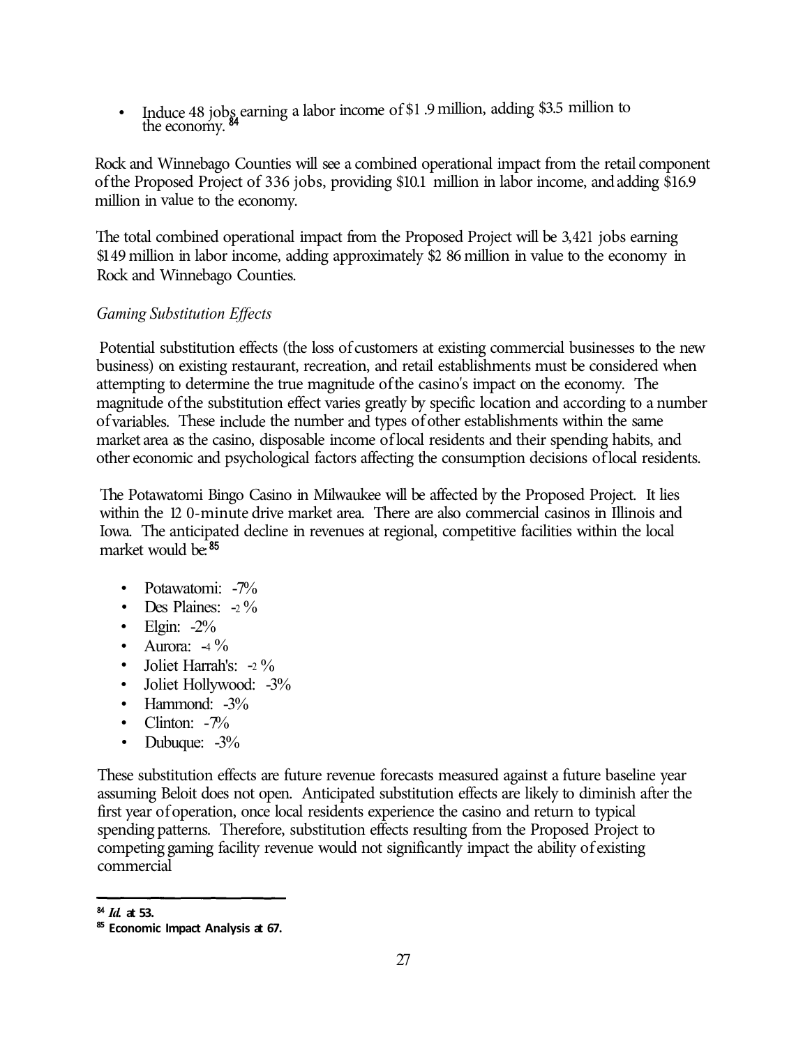- Induce 48 jobs earning a labor income of $1.9 million, adding $3.5 million to the economy.[84]

Rock and Winnebago Counties will see a combined operational impact from the retail component of the Proposed Project of 336 jobs, providing $10.1 million in labor income, and adding $16.9 million in value to the economy.

The total combined operational impact from the Proposed Project will be 3,421 jobs earning $149 million in labor income, adding approximately $286 million in value to the economy in Rock and Winnebago Counties.

*Gaming Substitution Effects*

Potential substitution effects (the loss of customers at existing commercial businesses to the new business) on existing restaurant, recreation, and retail establishments must be considered when attempting to determine the true magnitude of the casino's impact on the economy. The magnitude of the substitution effect varies greatly by specific location and according to a number of variables. These include the number and types of other establishments within the same market area as the casino, disposable income of local residents and their spending habits, and other economic and psychological factors affecting the consumption decisions of local residents.

The Potawatomi Bingo Casino in Milwaukee will be affected by the Proposed Project. It lies within the 120-minute drive market area. There are also commercial casinos in Illinois and Iowa. The anticipated decline in revenues at regional, competitive facilities within the local market would be:[85]

- Potawatomi: -7%
- Des Plaines: -2%
- Elgin: -2%
- Aurora: -4%
- Joliet Harrah's: -2%
- Joliet Hollywood: -3%
- Hammond: -3%
- Clinton: -7%
- Dubuque: -3%

These substitution effects are future revenue forecasts measured against a future baseline year assuming Beloit does not open. Anticipated substitution effects are likely to diminish after the first year of operation, once local residents experience the casino and return to typical spending patterns. Therefore, substitution effects resulting from the Proposed Project to competing gaming facility revenue would not significantly impact the ability of existing commercial

---

[84] *Id.* at 53.

[85] Economic Impact Analysis at 67.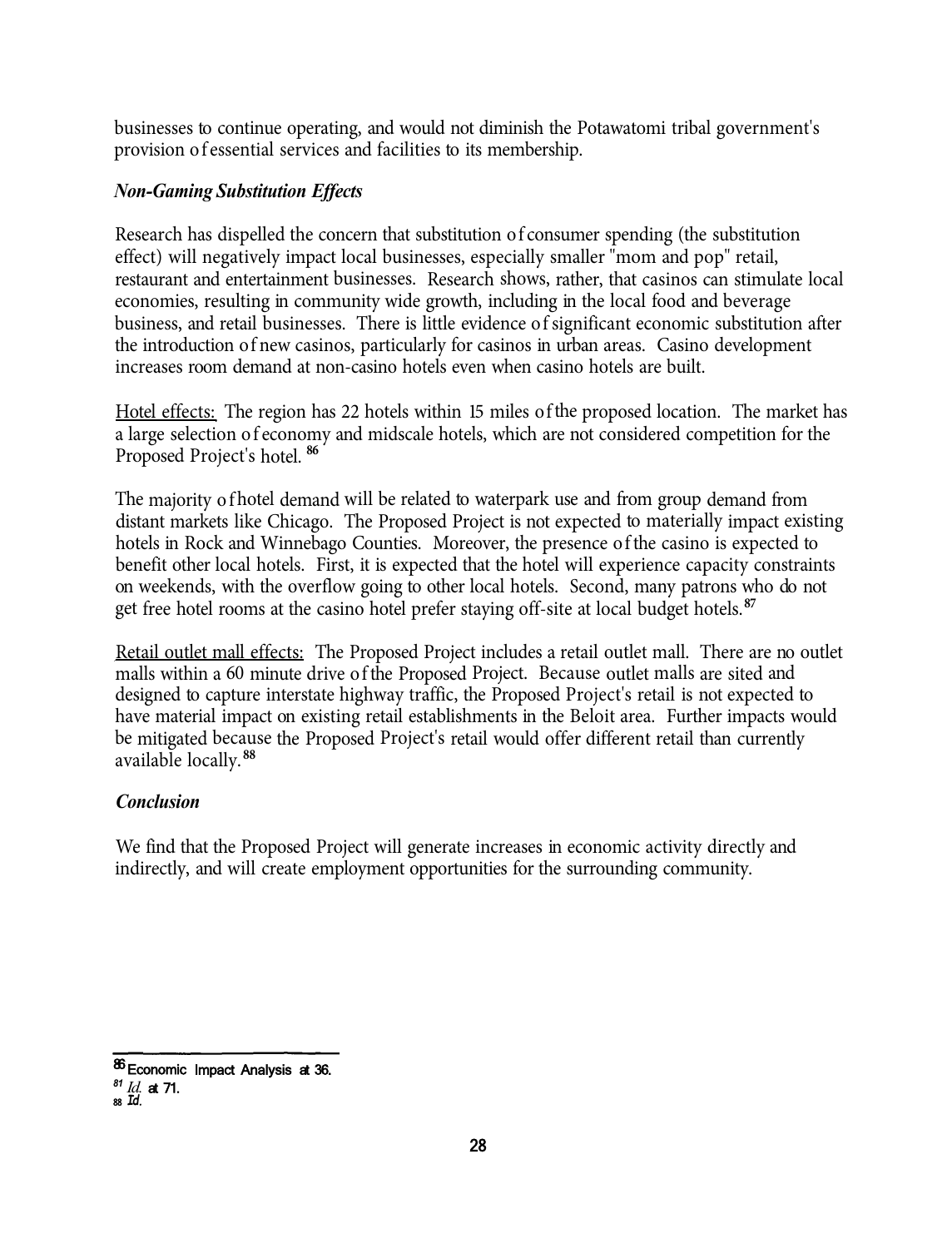businesses to continue operating, and would not diminish the Potawatomi tribal government's provision of essential services and facilities to its membership.

***Non-Gaming Substitution Effects***

Research has dispelled the concern that substitution of consumer spending (the substitution effect) will negatively impact local businesses, especially smaller "mom and pop" retail, restaurant and entertainment businesses. Research shows, rather, that casinos can stimulate local economies, resulting in community wide growth, including in the local food and beverage business, and retail businesses. There is little evidence of significant economic substitution after the introduction of new casinos, particularly for casinos in urban areas. Casino development increases room demand at non-casino hotels even when casino hotels are built.

Hotel effects: The region has 22 hotels within 15 miles of the proposed location. The market has a large selection of economy and midscale hotels, which are not considered competition for the Proposed Project's hotel.[86]

The majority of hotel demand will be related to waterpark use and from group demand from distant markets like Chicago. The Proposed Project is not expected to materially impact existing hotels in Rock and Winnebago Counties. Moreover, the presence of the casino is expected to benefit other local hotels. First, it is expected that the hotel will experience capacity constraints on weekends, with the overflow going to other local hotels. Second, many patrons who do not get free hotel rooms at the casino hotel prefer staying off-site at local budget hotels.[87]

Retail outlet mall effects: The Proposed Project includes a retail outlet mall. There are no outlet malls within a 60 minute drive of the Proposed Project. Because outlet malls are sited and designed to capture interstate highway traffic, the Proposed Project's retail is not expected to have material impact on existing retail establishments in the Beloit area. Further impacts would be mitigated because the Proposed Project's retail would offer different retail than currently available locally.[88]

***Conclusion***

We find that the Proposed Project will generate increases in economic activity directly and indirectly, and will create employment opportunities for the surrounding community.

---

[86] Economic Impact Analysis at 36.
[87] *Id.* at 71.
[88] *Id.*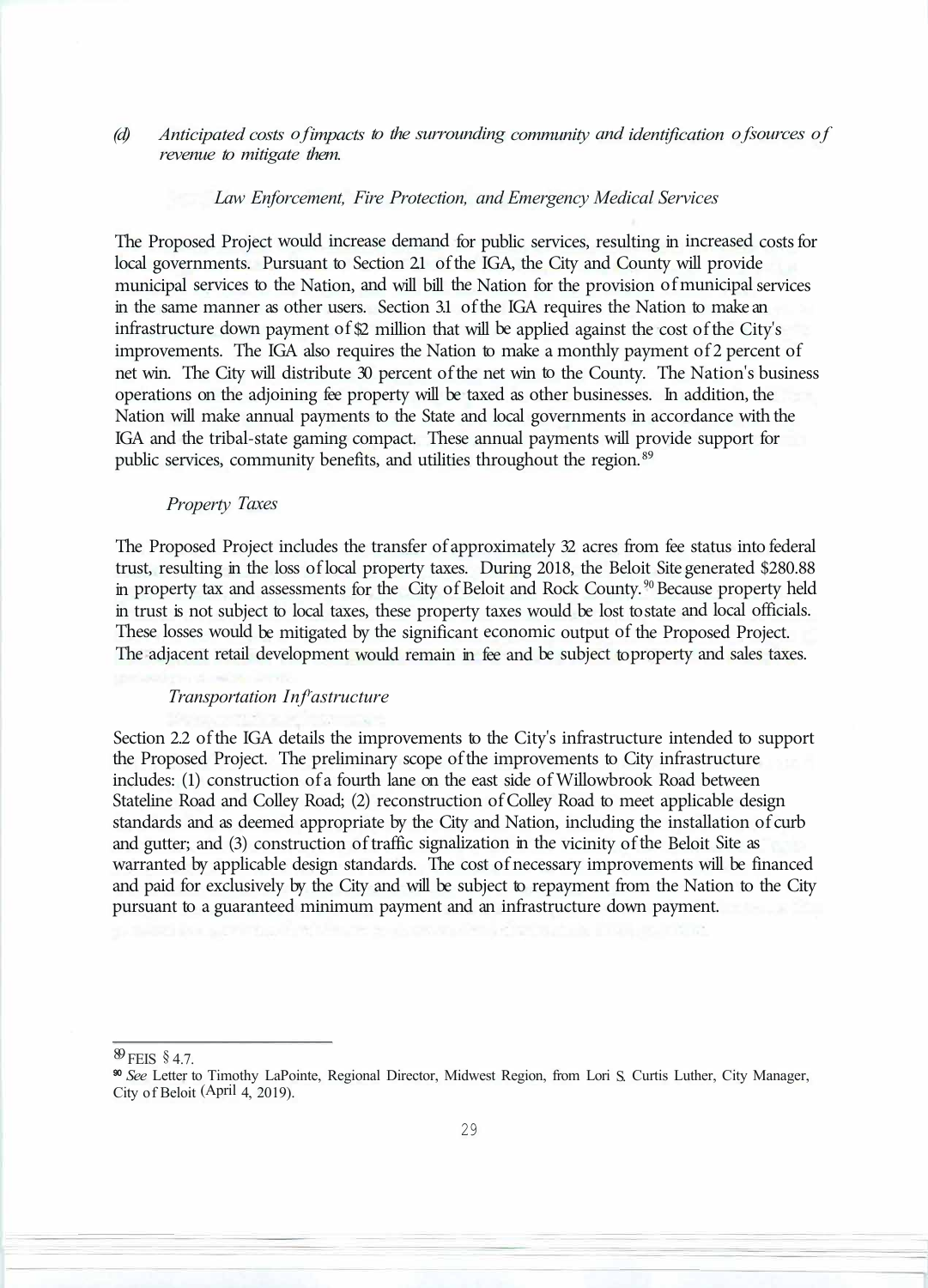*(d) Anticipated costs of impacts to the surrounding community and identification of sources of revenue to mitigate them.*

*Law Enforcement, Fire Protection, and Emergency Medical Services*

The Proposed Project would increase demand for public services, resulting in increased costs for local governments. Pursuant to Section 2.1 of the IGA, the City and County will provide municipal services to the Nation, and will bill the Nation for the provision of municipal services in the same manner as other users. Section 3.1 of the IGA requires the Nation to make an infrastructure down payment of $2 million that will be applied against the cost of the City's improvements. The IGA also requires the Nation to make a monthly payment of 2 percent of net win. The City will distribute 30 percent of the net win to the County. The Nation's business operations on the adjoining fee property will be taxed as other businesses. In addition, the Nation will make annual payments to the State and local governments in accordance with the IGA and the tribal-state gaming compact. These annual payments will provide support for public services, community benefits, and utilities throughout the region.[89]

*Property Taxes*

The Proposed Project includes the transfer of approximately 32 acres from fee status into federal trust, resulting in the loss of local property taxes. During 2018, the Beloit Site generated $280.88 in property tax and assessments for the City of Beloit and Rock County.[90] Because property held in trust is not subject to local taxes, these property taxes would be lost to state and local officials. These losses would be mitigated by the significant economic output of the Proposed Project. The adjacent retail development would remain in fee and be subject to property and sales taxes.

*Transportation Infrastructure*

Section 2.2 of the IGA details the improvements to the City's infrastructure intended to support the Proposed Project. The preliminary scope of the improvements to City infrastructure includes: (1) construction of a fourth lane on the east side of Willowbrook Road between Stateline Road and Colley Road; (2) reconstruction of Colley Road to meet applicable design standards and as deemed appropriate by the City and Nation, including the installation of curb and gutter; and (3) construction of traffic signalization in the vicinity of the Beloit Site as warranted by applicable design standards. The cost of necessary improvements will be financed and paid for exclusively by the City and will be subject to repayment from the Nation to the City pursuant to a guaranteed minimum payment and an infrastructure down payment.

---

[89] FEIS § 4.7.

[90] *See* Letter to Timothy LaPointe, Regional Director, Midwest Region, from Lori S. Curtis Luther, City Manager, City of Beloit (April 4, 2019).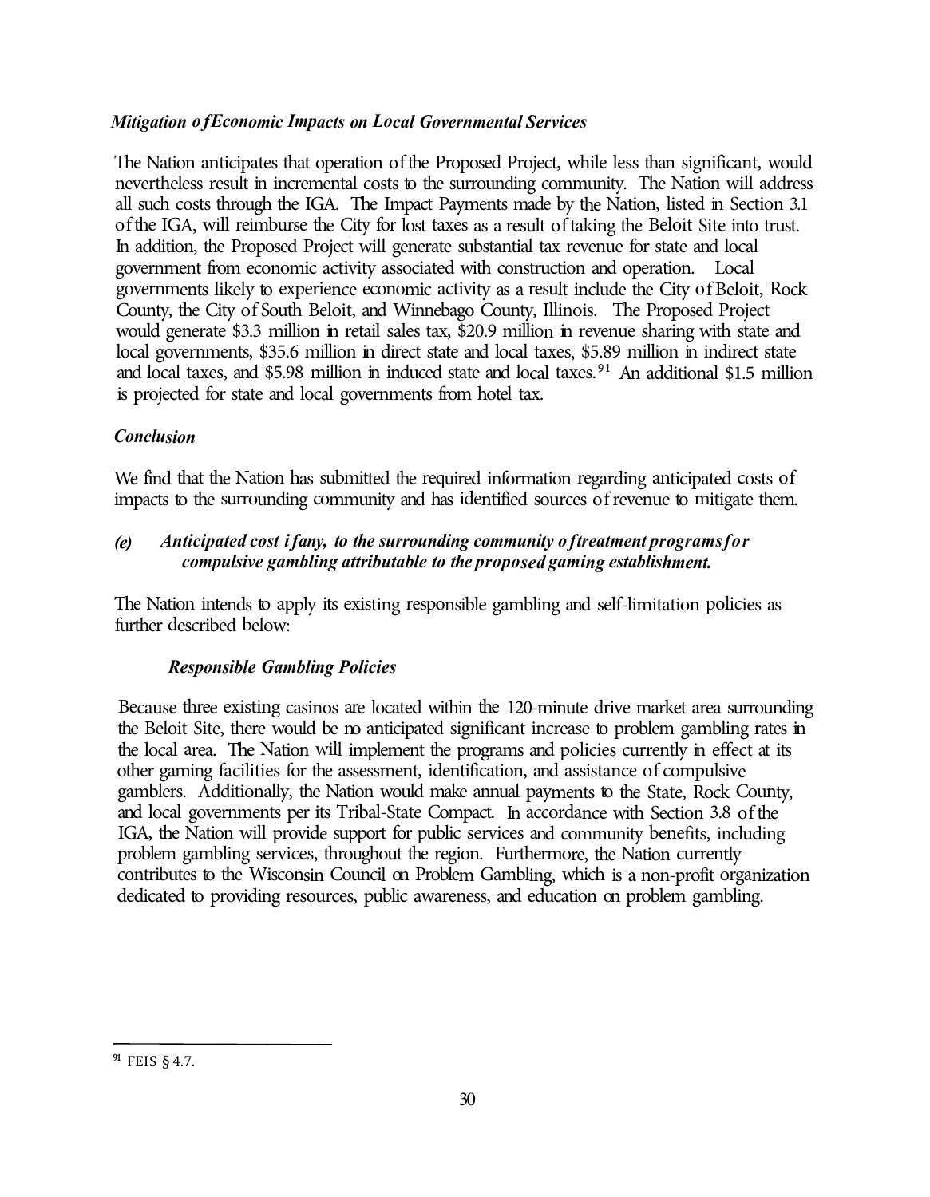*Mitigation of Economic Impacts on Local Governmental Services*

The Nation anticipates that operation of the Proposed Project, while less than significant, would nevertheless result in incremental costs to the surrounding community. The Nation will address all such costs through the IGA. The Impact Payments made by the Nation, listed in Section 3.1 of the IGA, will reimburse the City for lost taxes as a result of taking the Beloit Site into trust. In addition, the Proposed Project will generate substantial tax revenue for state and local government from economic activity associated with construction and operation. Local governments likely to experience economic activity as a result include the City of Beloit, Rock County, the City of South Beloit, and Winnebago County, Illinois. The Proposed Project would generate $3.3 million in retail sales tax, $20.9 million in revenue sharing with state and local governments, $35.6 million in direct state and local taxes, $5.89 million in indirect state and local taxes, and $5.98 million in induced state and local taxes.[91] An additional $1.5 million is projected for state and local governments from hotel tax.

*Conclusion*

We find that the Nation has submitted the required information regarding anticipated costs of impacts to the surrounding community and has identified sources of revenue to mitigate them.

*(e) Anticipated cost if any, to the surrounding community of treatment programs for compulsive gambling attributable to the proposed gaming establishment.*

The Nation intends to apply its existing responsible gambling and self-limitation policies as further described below:

*Responsible Gambling Policies*

Because three existing casinos are located within the 120-minute drive market area surrounding the Beloit Site, there would be no anticipated significant increase to problem gambling rates in the local area. The Nation will implement the programs and policies currently in effect at its other gaming facilities for the assessment, identification, and assistance of compulsive gamblers. Additionally, the Nation would make annual payments to the State, Rock County, and local governments per its Tribal-State Compact. In accordance with Section 3.8 of the IGA, the Nation will provide support for public services and community benefits, including problem gambling services, throughout the region. Furthermore, the Nation currently contributes to the Wisconsin Council on Problem Gambling, which is a non-profit organization dedicated to providing resources, public awareness, and education on problem gambling.

---

[91] FEIS § 4.7.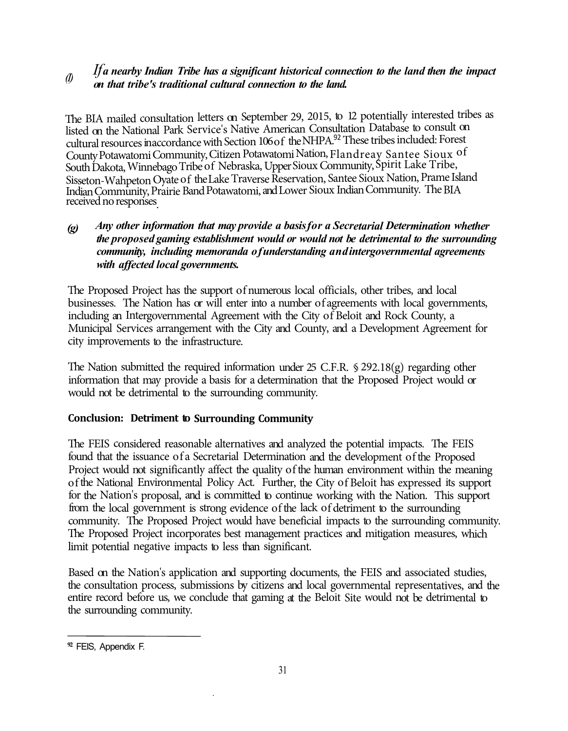*(f) If a nearby Indian Tribe has a significant historical connection to the land then the impact on that tribe's traditional cultural connection to the land.*

The BIA mailed consultation letters on September 29, 2015, to 12 potentially interested tribes as listed on the National Park Service's Native American Consultation Database to consult on cultural resources in accordance with Section 106 of the NHPA.[92] These tribes included: Forest County Potawatomi Community, Citizen Potawatomi Nation, Flandreau Santee Sioux of South Dakota, Winnebago Tribe of Nebraska, Upper Sioux Community, Spirit Lake Tribe, Sisseton-Wahpeton Oyate of the Lake Traverse Reservation, Santee Sioux Nation, Prame Island Indian Community, Prairie Band Potawatomi, and Lower Sioux Indian Community. The BIA received no responses.

*(g) Any other information that may provide a basis for a Secretarial Determination whether the proposed gaming establishment would or would not be detrimental to the surrounding community, including memoranda of understanding and intergovernmental agreements with affected local governments.*

The Proposed Project has the support of numerous local officials, other tribes, and local businesses. The Nation has or will enter into a number of agreements with local governments, including an Intergovernmental Agreement with the City of Beloit and Rock County, a Municipal Services arrangement with the City and County, and a Development Agreement for city improvements to the infrastructure.

The Nation submitted the required information under 25 C.F.R. § 292.18(g) regarding other information that may provide a basis for a determination that the Proposed Project would or would not be detrimental to the surrounding community.

**Conclusion: Detriment to Surrounding Community**

The FEIS considered reasonable alternatives and analyzed the potential impacts. The FEIS found that the issuance of a Secretarial Determination and the development of the Proposed Project would not significantly affect the quality of the human environment within the meaning of the National Environmental Policy Act. Further, the City of Beloit has expressed its support for the Nation's proposal, and is committed to continue working with the Nation. This support from the local government is strong evidence of the lack of detriment to the surrounding community. The Proposed Project would have beneficial impacts to the surrounding community. The Proposed Project incorporates best management practices and mitigation measures, which limit potential negative impacts to less than significant.

Based on the Nation's application and supporting documents, the FEIS and associated studies, the consultation process, submissions by citizens and local governmental representatives, and the entire record before us, we conclude that gaming at the Beloit Site would not be detrimental to the surrounding community.

---

[92] FEIS, Appendix F.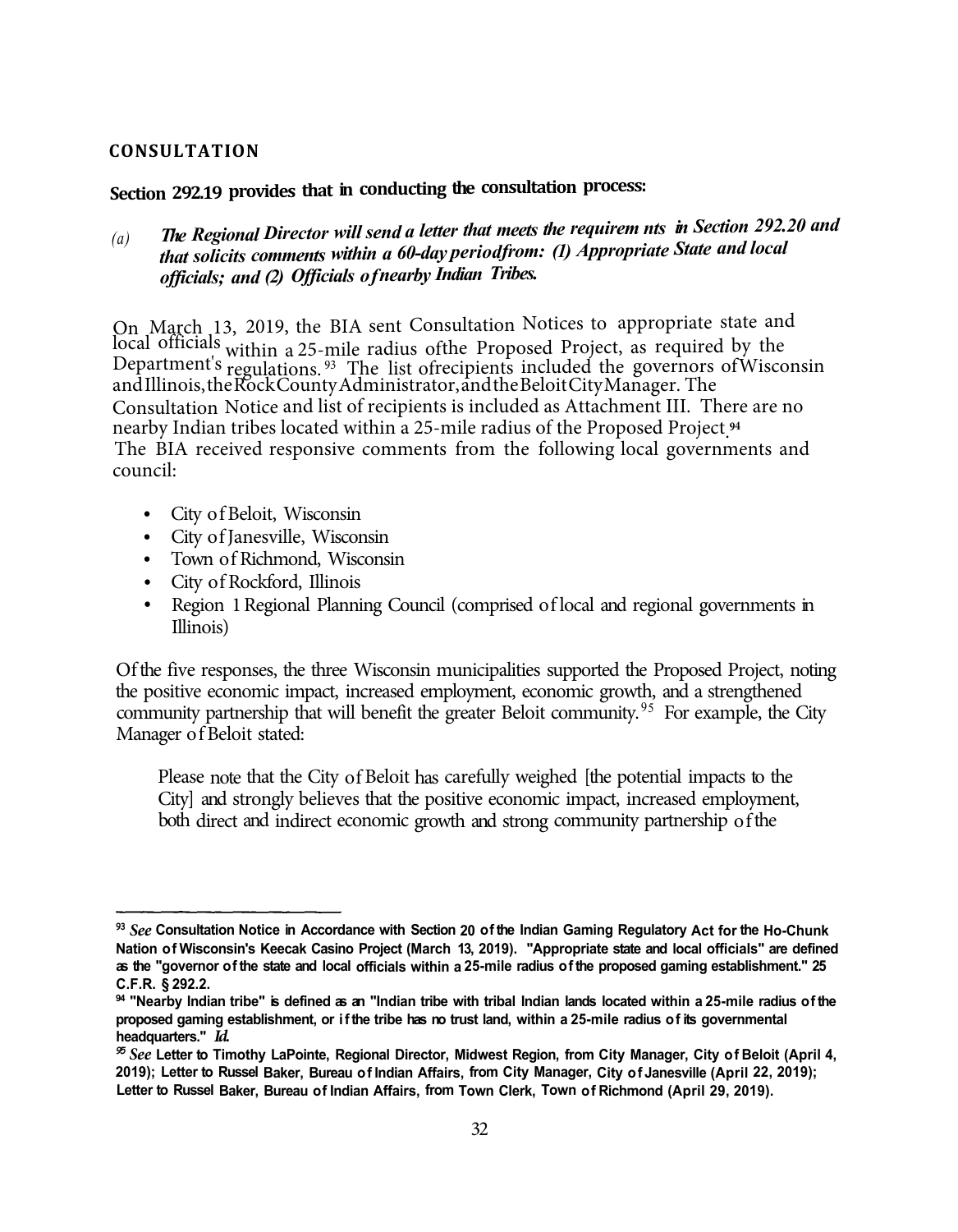## CONSULTATION

**Section 292.19 provides that in conducting the consultation process:**

*(a)* ***The Regional Director will send a letter that meets the requirem nts in Section 292.20 and that solicits comments within a 60-day periodfrom: (1) Appropriate State and local officials; and (2) Officials of nearby Indian Tribes.***

On March 13, 2019, the BIA sent Consultation Notices to appropriate state and local officials within a 25-mile radius ofthe Proposed Project, as required by the Department's regulations.[93] The list ofrecipients included the governors ofWisconsin and Illinois, the Rock County Administrator, and the Beloit City Manager. The Consultation Notice and list of recipients is included as Attachment III. There are no nearby Indian tribes located within a 25-mile radius of the Proposed Project.[94] The BIA received responsive comments from the following local governments and council:

- City of Beloit, Wisconsin
- City of Janesville, Wisconsin
- Town of Richmond, Wisconsin
- City of Rockford, Illinois
- Region 1 Regional Planning Council (comprised of local and regional governments in Illinois)

Of the five responses, the three Wisconsin municipalities supported the Proposed Project, noting the positive economic impact, increased employment, economic growth, and a strengthened community partnership that will benefit the greater Beloit community.[95] For example, the City Manager of Beloit stated:

> Please note that the City of Beloit has carefully weighed [the potential impacts to the City] and strongly believes that the positive economic impact, increased employment, both direct and indirect economic growth and strong community partnership of the

---

[93] *See* Consultation Notice in Accordance with Section 20 of the Indian Gaming Regulatory Act for the Ho-Chunk Nation of Wisconsin's Keecak Casino Project (March 13, 2019). "Appropriate state and local officials" are defined as the "governor of the state and local officials within a 25-mile radius of the proposed gaming establishment." 25 C.F.R. § 292.2.

[94] "Nearby Indian tribe" is defined as an "Indian tribe with tribal Indian lands located within a 25-mile radius of the proposed gaming establishment, or if the tribe has no trust land, within a 25-mile radius of its governmental headquarters." *Id.*

[95] *See* Letter to Timothy LaPointe, Regional Director, Midwest Region, from City Manager, City of Beloit (April 4, 2019); Letter to Russel Baker, Bureau of Indian Affairs, from City Manager, City of Janesville (April 22, 2019); Letter to Russel Baker, Bureau of Indian Affairs, from Town Clerk, Town of Richmond (April 29, 2019).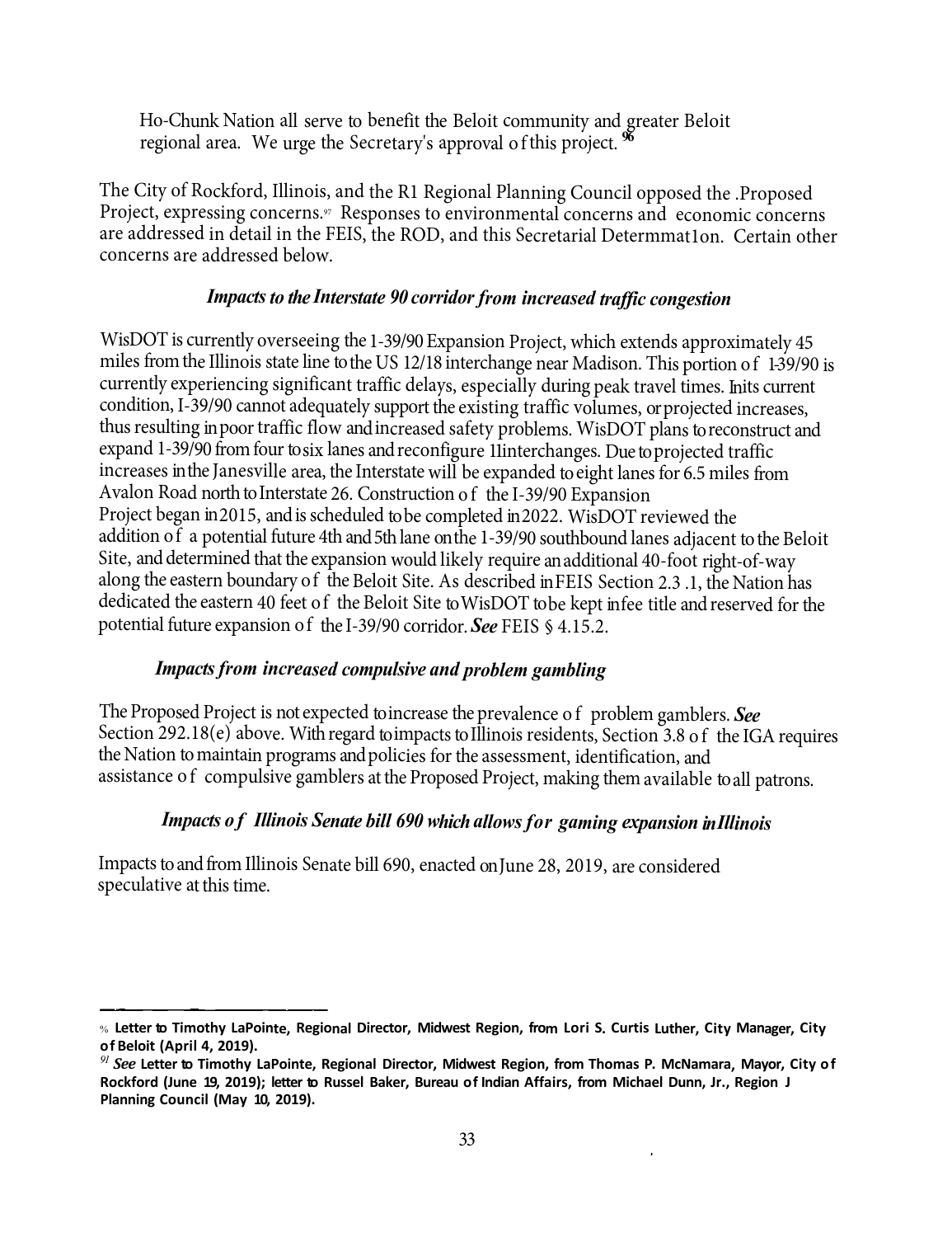Ho-Chunk Nation all serve to benefit the Beloit community and greater Beloit regional area. We urge the Secretary's approval of this project.[96]

The City of Rockford, Illinois, and the R1 Regional Planning Council opposed the .Proposed Project, expressing concerns.[97] Responses to environmental concerns and economic concerns are addressed in detail in the FEIS, the ROD, and this Secretarial Determmat1on. Certain other concerns are addressed below.

### *Impacts to the Interstate 90 corridor from increased traffic congestion*

WisDOT is currently overseeing the 1-39/90 Expansion Project, which extends approximately 45 miles from the Illinois state line to the US 12/18 interchange near Madison. This portion of 1-39/90 is currently experiencing significant traffic delays, especially during peak travel times. In its current condition, I-39/90 cannot adequately support the existing traffic volumes, or projected increases, thus resulting in poor traffic flow and increased safety problems. WisDOT plans to reconstruct and expand 1-39/90 from four to six lanes and reconfigure 11 interchanges. Due to projected traffic increases in the Janesville area, the Interstate will be expanded to eight lanes for 6.5 miles from Avalon Road north to Interstate 26. Construction of the I-39/90 Expansion Project began in 2015, and is scheduled to be completed in 2022. WisDOT reviewed the addition of a potential future 4th and 5th lane on the 1-39/90 southbound lanes adjacent to the Beloit Site, and determined that the expansion would likely require an additional 40-foot right-of-way along the eastern boundary of the Beloit Site. As described in FEIS Section 2.3 .1, the Nation has dedicated the eastern 40 feet of the Beloit Site to WisDOT to be kept in fee title and reserved for the potential future expansion of the I-39/90 corridor. ***See*** FEIS § 4.15.2.

### *Impacts from increased compulsive and problem gambling*

The Proposed Project is not expected to increase the prevalence of problem gamblers. ***See*** Section 292.18(e) above. With regard to impacts to Illinois residents, Section 3.8 of the IGA requires the Nation to maintain programs and policies for the assessment, identification, and assistance of compulsive gamblers at the Proposed Project, making them available to all patrons.

### *Impacts of Illinois Senate bill 690 which allows for gaming expansion in Illinois*

Impacts to and from Illinois Senate bill 690, enacted on June 28, 2019, are considered speculative at this time.

---

[96] **Letter to Timothy LaPointe, Regional Director, Midwest Region, from Lori S. Curtis Luther, City Manager, City of Beloit (April 4, 2019).**

[97] ***See*** **Letter to Timothy LaPointe, Regional Director, Midwest Region, from Thomas P. McNamara, Mayor, City of Rockford (June 19, 2019); letter to Russel Baker, Bureau of Indian Affairs, from Michael Dunn, Jr., Region J Planning Council (May 10, 2019).**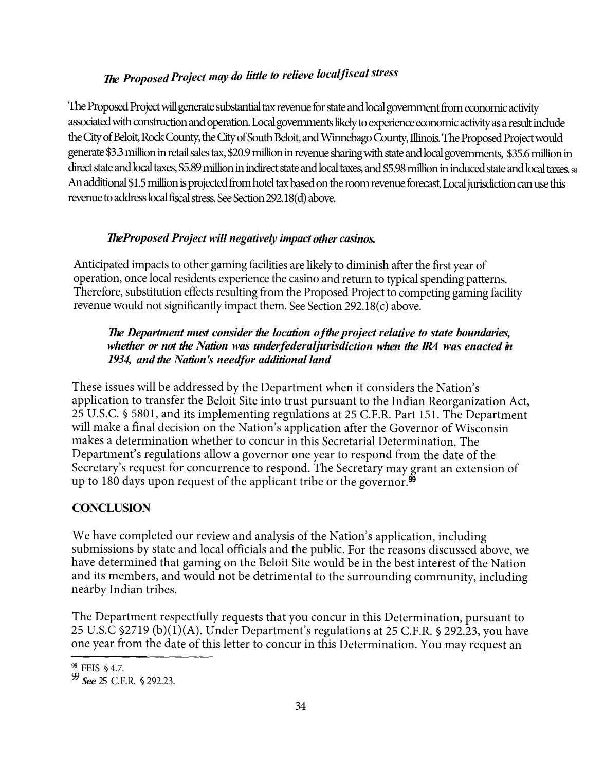*The Proposed Project may do little to relieve local fiscal stress*

The Proposed Project will generate substantial tax revenue for state and local government from economic activity associated with construction and operation. Local governments likely to experience economic activity as a result include the City of Beloit, Rock County, the City of South Beloit, and Winnebago County, Illinois. The Proposed Project would generate $3.3 million in retail sales tax, $20.9 million in revenue sharing with state and local governments, $35.6 million in direct state and local taxes, $5.89 million in indirect state and local taxes, and $5.98 million in induced state and local taxes.[98] An additional $1.5 million is projected from hotel tax based on the room revenue forecast. Local jurisdiction can use this revenue to address local fiscal stress. See Section 292.18(d) above.

*The Proposed Project will negatively impact other casinos.*

Anticipated impacts to other gaming facilities are likely to diminish after the first year of operation, once local residents experience the casino and return to typical spending patterns. Therefore, substitution effects resulting from the Proposed Project to competing gaming facility revenue would not significantly impact them. See Section 292.18(c) above.

*The Department must consider the location of the project relative to state boundaries, whether or not the Nation was under federal jurisdiction when the IRA was enacted in 1934, and the Nation's need for additional land*

These issues will be addressed by the Department when it considers the Nation's application to transfer the Beloit Site into trust pursuant to the Indian Reorganization Act, 25 U.S.C. § 5801, and its implementing regulations at 25 C.F.R. Part 151. The Department will make a final decision on the Nation's application after the Governor of Wisconsin makes a determination whether to concur in this Secretarial Determination. The Department's regulations allow a governor one year to respond from the date of the Secretary's request for concurrence to respond. The Secretary may grant an extension of up to 180 days upon request of the applicant tribe or the governor.[99]

**CONCLUSION**

We have completed our review and analysis of the Nation's application, including submissions by state and local officials and the public. For the reasons discussed above, we have determined that gaming on the Beloit Site would be in the best interest of the Nation and its members, and would not be detrimental to the surrounding community, including nearby Indian tribes.

The Department respectfully requests that you concur in this Determination, pursuant to 25 U.S.C §2719 (b)(1)(A). Under Department's regulations at 25 C.F.R. § 292.23, you have one year from the date of this letter to concur in this Determination. You may request an

---

[98] FEIS § 4.7.

[99] *See* 25 C.F.R. § 292.23.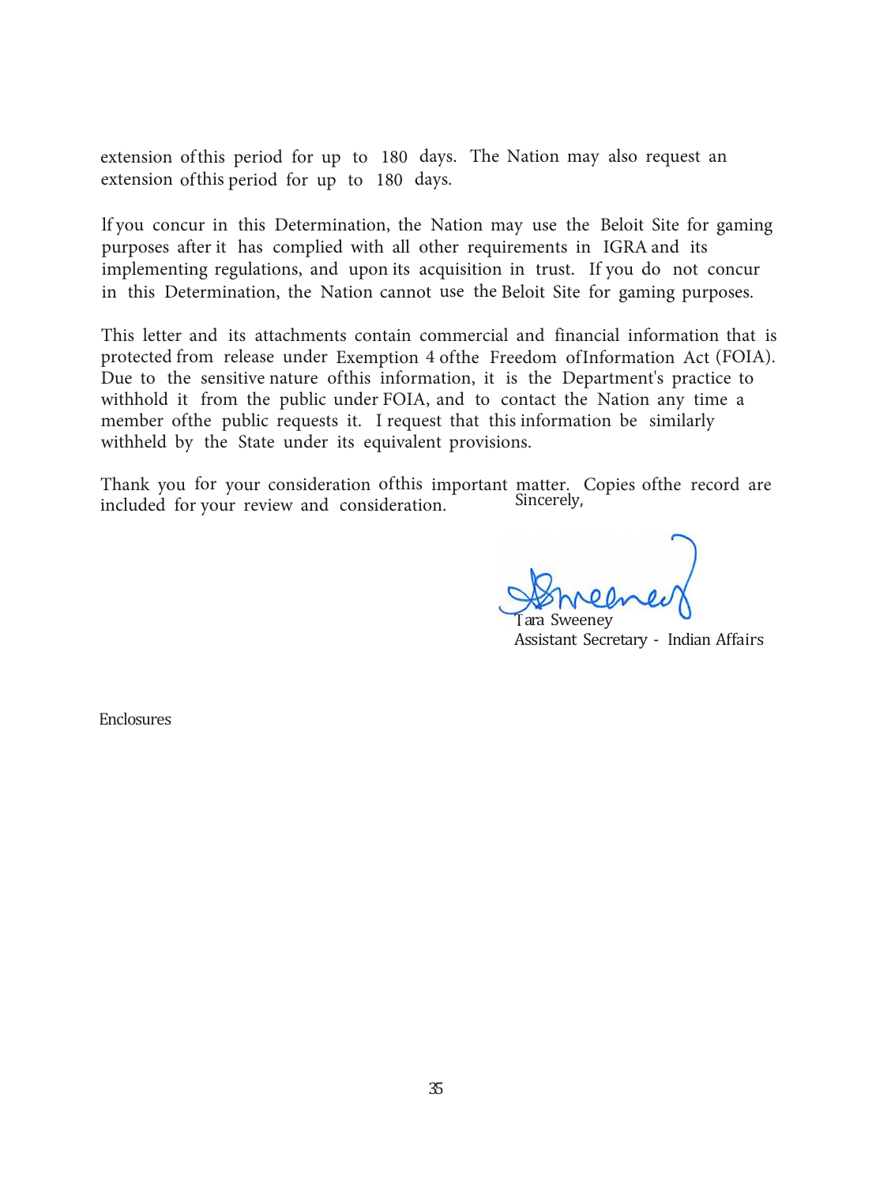extension ofthis period for up to 180 days. The Nation may also request an extension ofthis period for up to 180 days.

If you concur in this Determination, the Nation may use the Beloit Site for gaming purposes after it has complied with all other requirements in IGRA and its implementing regulations, and upon its acquisition in trust. If you do not concur in this Determination, the Nation cannot use the Beloit Site for gaming purposes.

This letter and its attachments contain commercial and financial information that is protected from release under Exemption 4 ofthe Freedom ofInformation Act (FOIA). Due to the sensitive nature ofthis information, it is the Department's practice to withhold it from the public under FOIA, and to contact the Nation any time a member ofthe public requests it. I request that this information be similarly withheld by the State under its equivalent provisions.

Thank you for your consideration ofthis important matter. Copies ofthe record are included for your review and consideration.

Sincerely,

Tara Sweeney
Assistant Secretary - Indian Affairs

Enclosures